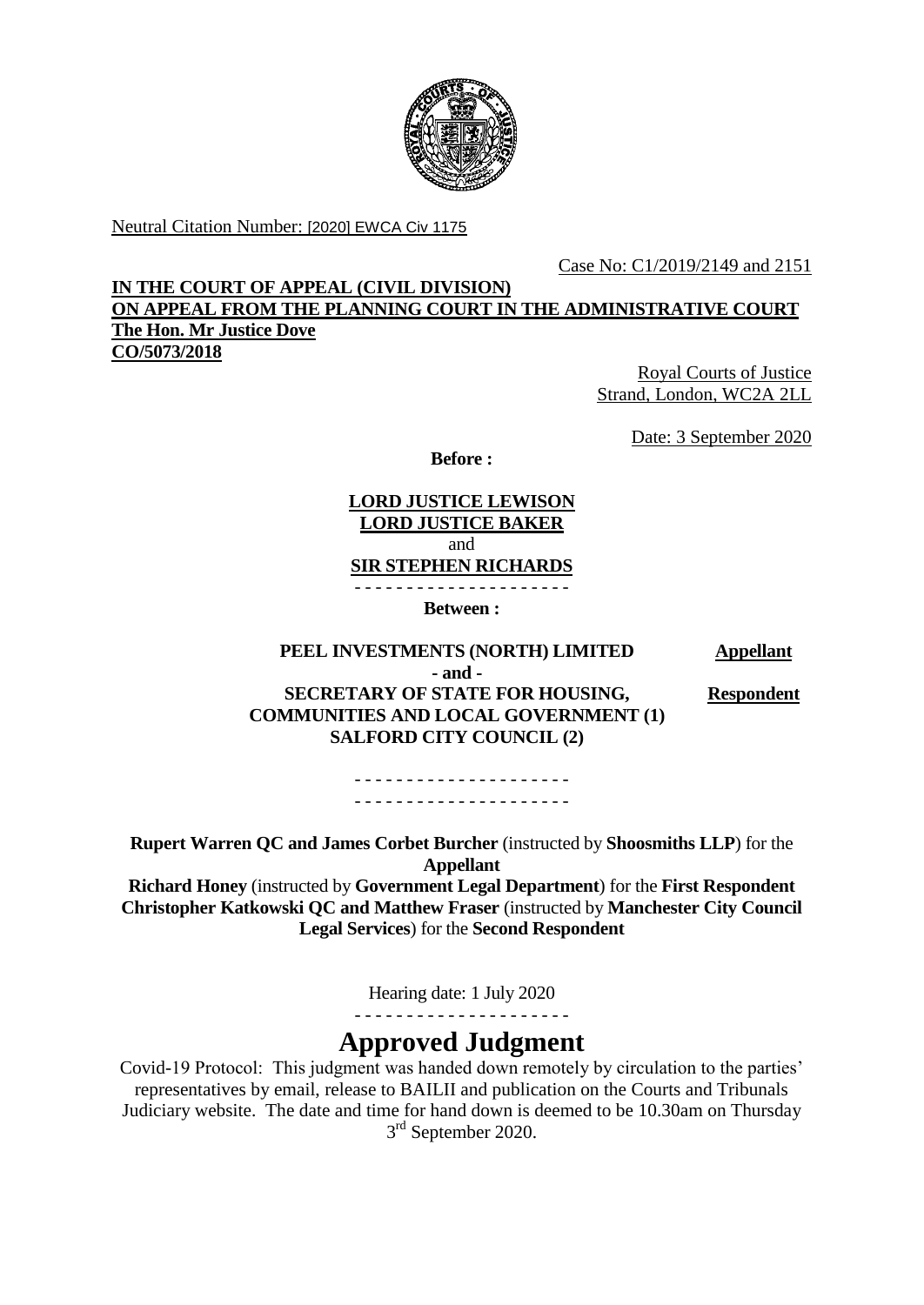Neutral Citation Number: [2020] EWCA Civ 1175

Case No: C1/2019/2149 and 2151

**IN THE COURT OF APPEAL (CIVIL DIVISION)**
**ON APPEAL FROM THE PLANNING COURT IN THE ADMINISTRATIVE COURT**
**The Hon. Mr Justice Dove**
**CO/5073/2018**

Royal Courts of Justice
Strand, London, WC2A 2LL

Date: 3 September 2020

**Before :**

**LORD JUSTICE LEWISON**
**LORD JUSTICE BAKER**
and
**SIR STEPHEN RICHARDS**

- - - - - - - - - - - - - - - - - - - - -

**Between :**

| | |
|---|---|
| **PEEL INVESTMENTS (NORTH) LIMITED** | **Appellant** |
| **- and -** | |
| **SECRETARY OF STATE FOR HOUSING, COMMUNITIES AND LOCAL GOVERNMENT (1)** **SALFORD CITY COUNCIL (2)** | **Respondent** |

- - - - - - - - - - - - - - - - - - - - -
- - - - - - - - - - - - - - - - - - - - -

**Rupert Warren QC and James Corbet Burcher** (instructed by **Shoosmiths LLP**) for the **Appellant**
**Richard Honey** (instructed by **Government Legal Department**) for the **First Respondent**
**Christopher Katkowski QC and Matthew Fraser** (instructed by **Manchester City Council Legal Services**) for the **Second Respondent**

Hearing date: 1 July 2020

- - - - - - - - - - - - - - - - - - - - -

# Approved Judgment

Covid-19 Protocol: This judgment was handed down remotely by circulation to the parties' representatives by email, release to BAILII and publication on the Courts and Tribunals Judiciary website. The date and time for hand down is deemed to be 10.30am on Thursday 3rd September 2020.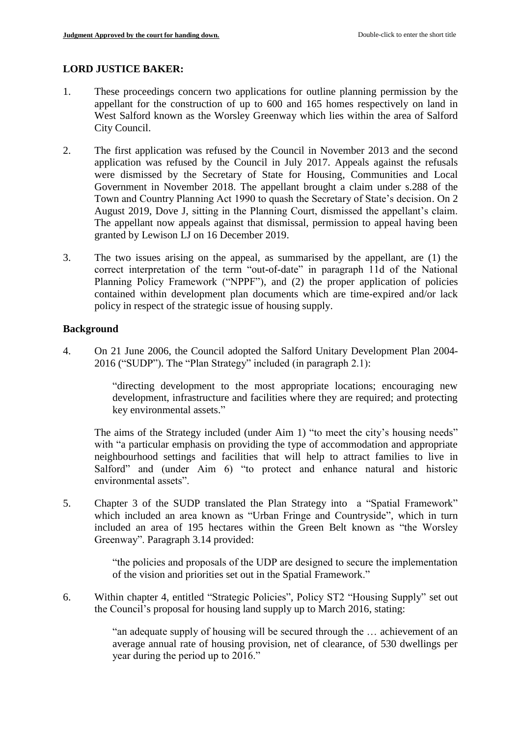**LORD JUSTICE BAKER:**

1. These proceedings concern two applications for outline planning permission by the appellant for the construction of up to 600 and 165 homes respectively on land in West Salford known as the Worsley Greenway which lies within the area of Salford City Council.

2. The first application was refused by the Council in November 2013 and the second application was refused by the Council in July 2017. Appeals against the refusals were dismissed by the Secretary of State for Housing, Communities and Local Government in November 2018. The appellant brought a claim under s.288 of the Town and Country Planning Act 1990 to quash the Secretary of State's decision. On 2 August 2019, Dove J, sitting in the Planning Court, dismissed the appellant's claim. The appellant now appeals against that dismissal, permission to appeal having been granted by Lewison LJ on 16 December 2019.

3. The two issues arising on the appeal, as summarised by the appellant, are (1) the correct interpretation of the term "out-of-date" in paragraph 11d of the National Planning Policy Framework ("NPPF"), and (2) the proper application of policies contained within development plan documents which are time-expired and/or lack policy in respect of the strategic issue of housing supply.

## Background

4. On 21 June 2006, the Council adopted the Salford Unitary Development Plan 2004-2016 ("SUDP"). The "Plan Strategy" included (in paragraph 2.1):

   > "directing development to the most appropriate locations; encouraging new development, infrastructure and facilities where they are required; and protecting key environmental assets."

   The aims of the Strategy included (under Aim 1) "to meet the city's housing needs" with "a particular emphasis on providing the type of accommodation and appropriate neighbourhood settings and facilities that will help to attract families to live in Salford" and (under Aim 6) "to protect and enhance natural and historic environmental assets".

5. Chapter 3 of the SUDP translated the Plan Strategy into a "Spatial Framework" which included an area known as "Urban Fringe and Countryside", which in turn included an area of 195 hectares within the Green Belt known as "the Worsley Greenway". Paragraph 3.14 provided:

   > "the policies and proposals of the UDP are designed to secure the implementation of the vision and priorities set out in the Spatial Framework."

6. Within chapter 4, entitled "Strategic Policies", Policy ST2 "Housing Supply" set out the Council's proposal for housing land supply up to March 2016, stating:

   > "an adequate supply of housing will be secured through the … achievement of an average annual rate of housing provision, net of clearance, of 530 dwellings per year during the period up to 2016."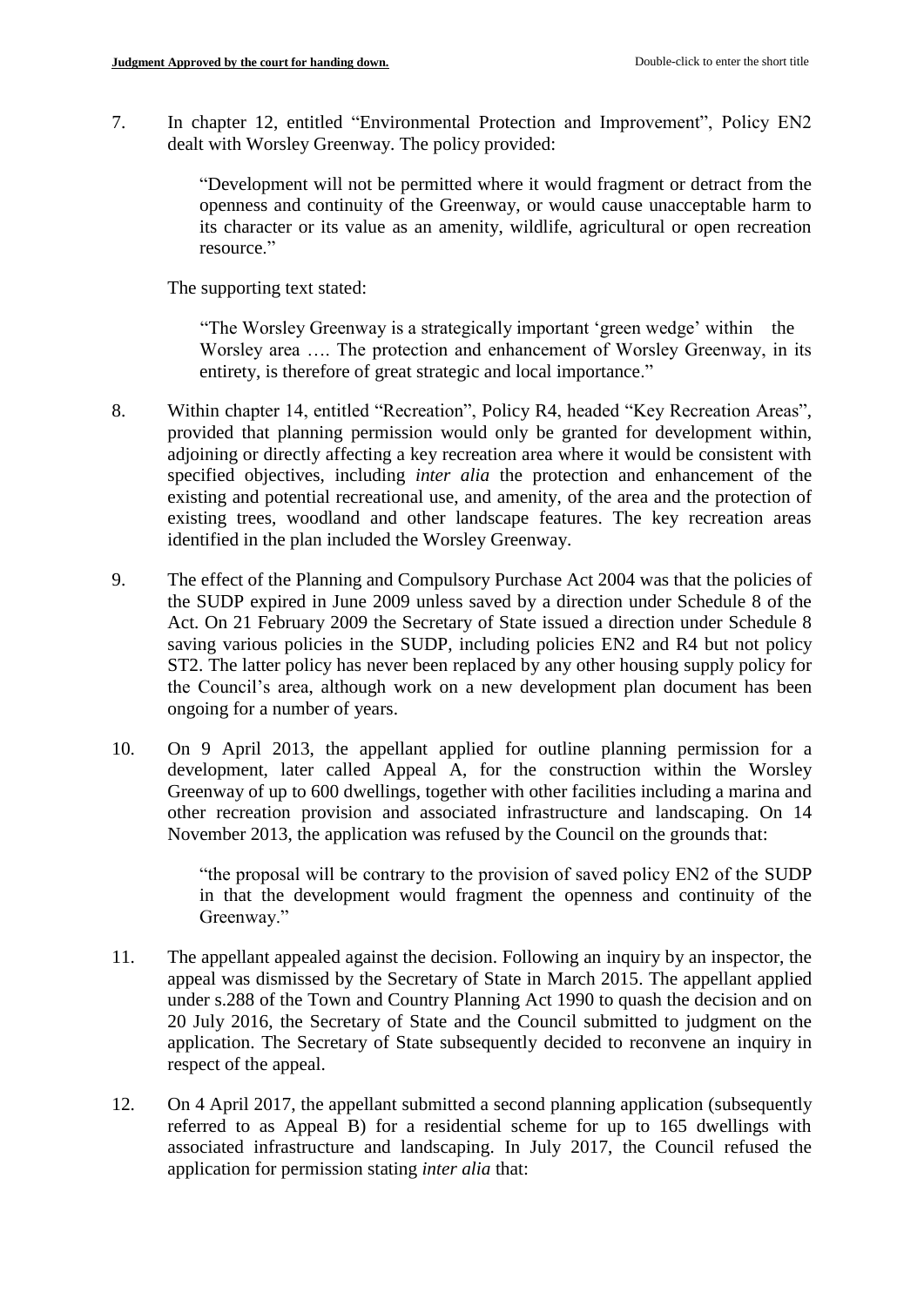7. In chapter 12, entitled "Environmental Protection and Improvement", Policy EN2 dealt with Worsley Greenway. The policy provided:

   > "Development will not be permitted where it would fragment or detract from the openness and continuity of the Greenway, or would cause unacceptable harm to its character or its value as an amenity, wildlife, agricultural or open recreation resource."

   The supporting text stated:

   > "The Worsley Greenway is a strategically important 'green wedge' within the Worsley area …. The protection and enhancement of Worsley Greenway, in its entirety, is therefore of great strategic and local importance."

8. Within chapter 14, entitled "Recreation", Policy R4, headed "Key Recreation Areas", provided that planning permission would only be granted for development within, adjoining or directly affecting a key recreation area where it would be consistent with specified objectives, including *inter alia* the protection and enhancement of the existing and potential recreational use, and amenity, of the area and the protection of existing trees, woodland and other landscape features. The key recreation areas identified in the plan included the Worsley Greenway.

9. The effect of the Planning and Compulsory Purchase Act 2004 was that the policies of the SUDP expired in June 2009 unless saved by a direction under Schedule 8 of the Act. On 21 February 2009 the Secretary of State issued a direction under Schedule 8 saving various policies in the SUDP, including policies EN2 and R4 but not policy ST2. The latter policy has never been replaced by any other housing supply policy for the Council's area, although work on a new development plan document has been ongoing for a number of years.

10. On 9 April 2013, the appellant applied for outline planning permission for a development, later called Appeal A, for the construction within the Worsley Greenway of up to 600 dwellings, together with other facilities including a marina and other recreation provision and associated infrastructure and landscaping. On 14 November 2013, the application was refused by the Council on the grounds that:

    > "the proposal will be contrary to the provision of saved policy EN2 of the SUDP in that the development would fragment the openness and continuity of the Greenway."

11. The appellant appealed against the decision. Following an inquiry by an inspector, the appeal was dismissed by the Secretary of State in March 2015. The appellant applied under s.288 of the Town and Country Planning Act 1990 to quash the decision and on 20 July 2016, the Secretary of State and the Council submitted to judgment on the application. The Secretary of State subsequently decided to reconvene an inquiry in respect of the appeal.

12. On 4 April 2017, the appellant submitted a second planning application (subsequently referred to as Appeal B) for a residential scheme for up to 165 dwellings with associated infrastructure and landscaping. In July 2017, the Council refused the application for permission stating *inter alia* that: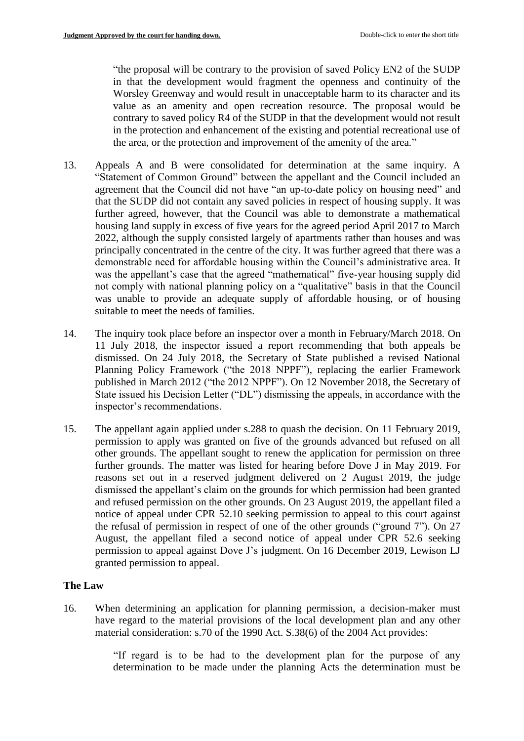> "the proposal will be contrary to the provision of saved Policy EN2 of the SUDP in that the development would fragment the openness and continuity of the Worsley Greenway and would result in unacceptable harm to its character and its value as an amenity and open recreation resource. The proposal would be contrary to saved policy R4 of the SUDP in that the development would not result in the protection and enhancement of the existing and potential recreational use of the area, or the protection and improvement of the amenity of the area."

13. Appeals A and B were consolidated for determination at the same inquiry. A "Statement of Common Ground" between the appellant and the Council included an agreement that the Council did not have "an up-to-date policy on housing need" and that the SUDP did not contain any saved policies in respect of housing supply. It was further agreed, however, that the Council was able to demonstrate a mathematical housing land supply in excess of five years for the agreed period April 2017 to March 2022, although the supply consisted largely of apartments rather than houses and was principally concentrated in the centre of the city. It was further agreed that there was a demonstrable need for affordable housing within the Council's administrative area. It was the appellant's case that the agreed "mathematical" five-year housing supply did not comply with national planning policy on a "qualitative" basis in that the Council was unable to provide an adequate supply of affordable housing, or of housing suitable to meet the needs of families.

14. The inquiry took place before an inspector over a month in February/March 2018. On 11 July 2018, the inspector issued a report recommending that both appeals be dismissed. On 24 July 2018, the Secretary of State published a revised National Planning Policy Framework ("the 2018 NPPF"), replacing the earlier Framework published in March 2012 ("the 2012 NPPF"). On 12 November 2018, the Secretary of State issued his Decision Letter ("DL") dismissing the appeals, in accordance with the inspector's recommendations.

15. The appellant again applied under s.288 to quash the decision. On 11 February 2019, permission to apply was granted on five of the grounds advanced but refused on all other grounds. The appellant sought to renew the application for permission on three further grounds. The matter was listed for hearing before Dove J in May 2019. For reasons set out in a reserved judgment delivered on 2 August 2019, the judge dismissed the appellant's claim on the grounds for which permission had been granted and refused permission on the other grounds. On 23 August 2019, the appellant filed a notice of appeal under CPR 52.10 seeking permission to appeal to this court against the refusal of permission in respect of one of the other grounds ("ground 7"). On 27 August, the appellant filed a second notice of appeal under CPR 52.6 seeking permission to appeal against Dove J's judgment. On 16 December 2019, Lewison LJ granted permission to appeal.

## The Law

16. When determining an application for planning permission, a decision-maker must have regard to the material provisions of the local development plan and any other material consideration: s.70 of the 1990 Act. S.38(6) of the 2004 Act provides:

> "If regard is to be had to the development plan for the purpose of any determination to be made under the planning Acts the determination must be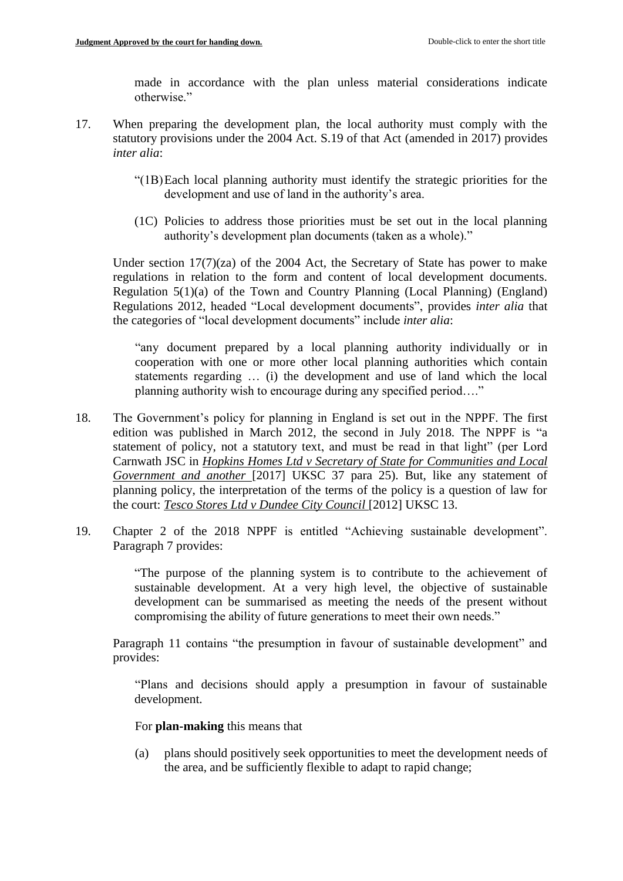made in accordance with the plan unless material considerations indicate otherwise."

17. When preparing the development plan, the local authority must comply with the statutory provisions under the 2004 Act. S.19 of that Act (amended in 2017) provides *inter alia*:

> "(1B) Each local planning authority must identify the strategic priorities for the development and use of land in the authority's area.
>
> (1C) Policies to address those priorities must be set out in the local planning authority's development plan documents (taken as a whole)."

Under section 17(7)(za) of the 2004 Act, the Secretary of State has power to make regulations in relation to the form and content of local development documents. Regulation 5(1)(a) of the Town and Country Planning (Local Planning) (England) Regulations 2012, headed "Local development documents", provides *inter alia* that the categories of "local development documents" include *inter alia*:

> "any document prepared by a local planning authority individually or in cooperation with one or more other local planning authorities which contain statements regarding … (i) the development and use of land which the local planning authority wish to encourage during any specified period…."

18. The Government's policy for planning in England is set out in the NPPF. The first edition was published in March 2012, the second in July 2018. The NPPF is "a statement of policy, not a statutory text, and must be read in that light" (per Lord Carnwath JSC in *Hopkins Homes Ltd v Secretary of State for Communities and Local Government and another* [2017] UKSC 37 para 25). But, like any statement of planning policy, the interpretation of the terms of the policy is a question of law for the court: *Tesco Stores Ltd v Dundee City Council* [2012] UKSC 13.

19. Chapter 2 of the 2018 NPPF is entitled "Achieving sustainable development". Paragraph 7 provides:

> "The purpose of the planning system is to contribute to the achievement of sustainable development. At a very high level, the objective of sustainable development can be summarised as meeting the needs of the present without compromising the ability of future generations to meet their own needs."

Paragraph 11 contains "the presumption in favour of sustainable development" and provides:

> "Plans and decisions should apply a presumption in favour of sustainable development.
>
> For **plan-making** this means that
>
> (a) plans should positively seek opportunities to meet the development needs of the area, and be sufficiently flexible to adapt to rapid change;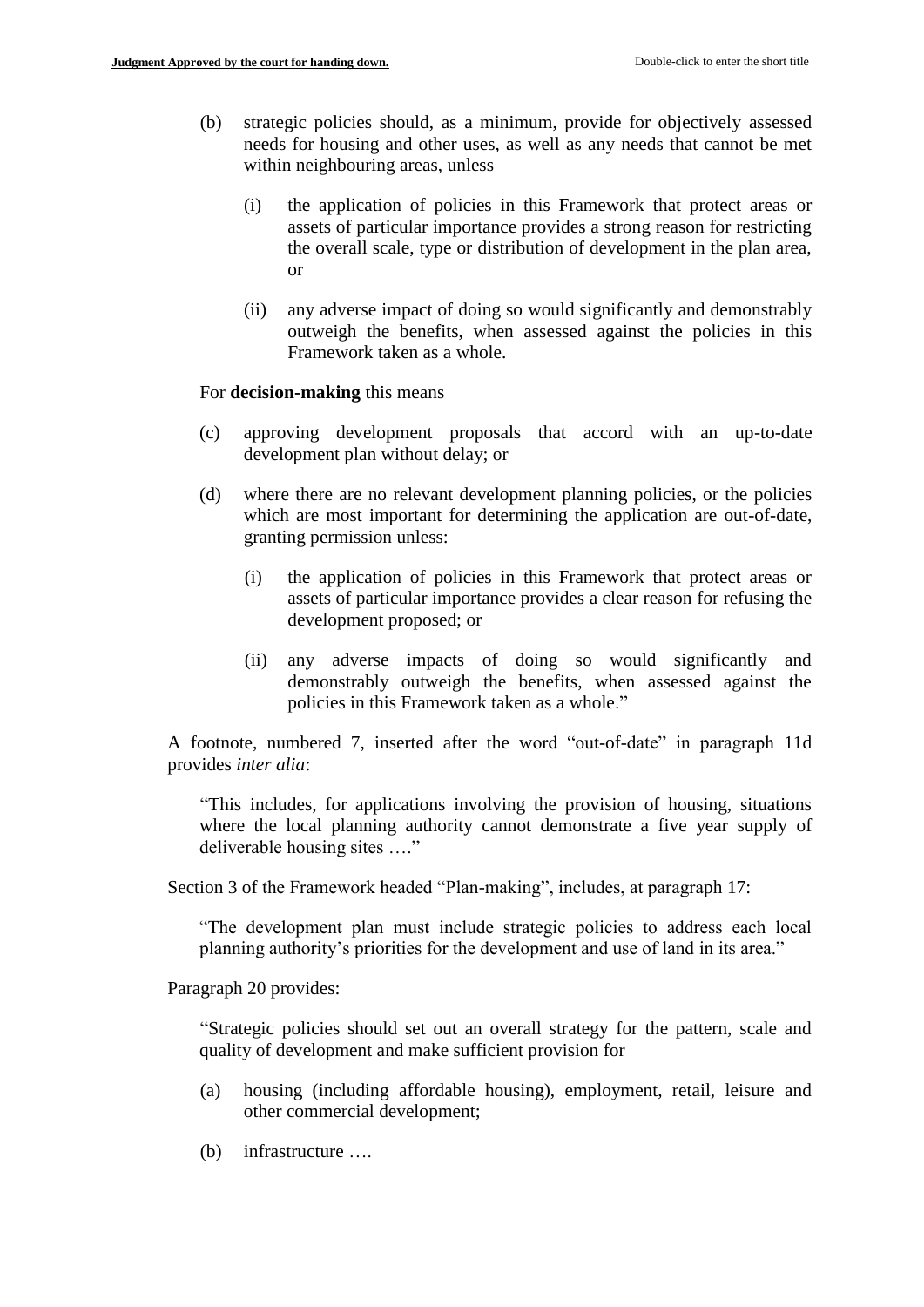(b) strategic policies should, as a minimum, provide for objectively assessed needs for housing and other uses, as well as any needs that cannot be met within neighbouring areas, unless

  (i) the application of policies in this Framework that protect areas or assets of particular importance provides a strong reason for restricting the overall scale, type or distribution of development in the plan area, or

  (ii) any adverse impact of doing so would significantly and demonstrably outweigh the benefits, when assessed against the policies in this Framework taken as a whole.

For **decision-making** this means

(c) approving development proposals that accord with an up-to-date development plan without delay; or

(d) where there are no relevant development planning policies, or the policies which are most important for determining the application are out-of-date, granting permission unless:

  (i) the application of policies in this Framework that protect areas or assets of particular importance provides a clear reason for refusing the development proposed; or

  (ii) any adverse impacts of doing so would significantly and demonstrably outweigh the benefits, when assessed against the policies in this Framework taken as a whole."

A footnote, numbered 7, inserted after the word "out-of-date" in paragraph 11d provides *inter alia*:

> "This includes, for applications involving the provision of housing, situations where the local planning authority cannot demonstrate a five year supply of deliverable housing sites …."

Section 3 of the Framework headed "Plan-making", includes, at paragraph 17:

> "The development plan must include strategic policies to address each local planning authority's priorities for the development and use of land in its area."

Paragraph 20 provides:

> "Strategic policies should set out an overall strategy for the pattern, scale and quality of development and make sufficient provision for
>
> (a) housing (including affordable housing), employment, retail, leisure and other commercial development;
>
> (b) infrastructure ….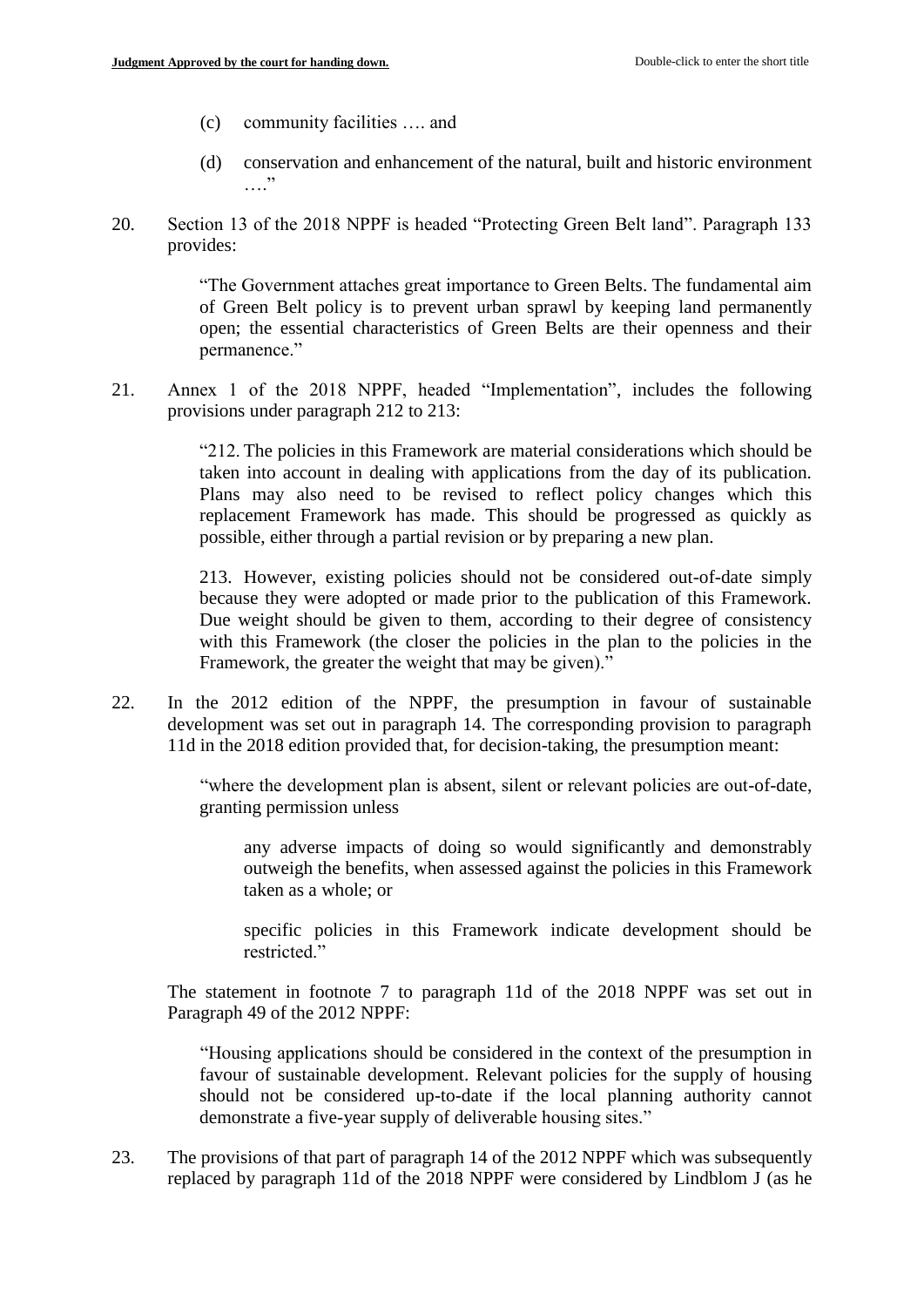(c) community facilities …. and

(d) conservation and enhancement of the natural, built and historic environment …."

20. Section 13 of the 2018 NPPF is headed "Protecting Green Belt land". Paragraph 133 provides:

> "The Government attaches great importance to Green Belts. The fundamental aim of Green Belt policy is to prevent urban sprawl by keeping land permanently open; the essential characteristics of Green Belts are their openness and their permanence."

21. Annex 1 of the 2018 NPPF, headed "Implementation", includes the following provisions under paragraph 212 to 213:

> "212. The policies in this Framework are material considerations which should be taken into account in dealing with applications from the day of its publication. Plans may also need to be revised to reflect policy changes which this replacement Framework has made. This should be progressed as quickly as possible, either through a partial revision or by preparing a new plan.
>
> 213. However, existing policies should not be considered out-of-date simply because they were adopted or made prior to the publication of this Framework. Due weight should be given to them, according to their degree of consistency with this Framework (the closer the policies in the plan to the policies in the Framework, the greater the weight that may be given)."

22. In the 2012 edition of the NPPF, the presumption in favour of sustainable development was set out in paragraph 14. The corresponding provision to paragraph 11d in the 2018 edition provided that, for decision-taking, the presumption meant:

> "where the development plan is absent, silent or relevant policies are out-of-date, granting permission unless
>
> > any adverse impacts of doing so would significantly and demonstrably outweigh the benefits, when assessed against the policies in this Framework taken as a whole; or
> >
> > specific policies in this Framework indicate development should be restricted."

The statement in footnote 7 to paragraph 11d of the 2018 NPPF was set out in Paragraph 49 of the 2012 NPPF:

> "Housing applications should be considered in the context of the presumption in favour of sustainable development. Relevant policies for the supply of housing should not be considered up-to-date if the local planning authority cannot demonstrate a five-year supply of deliverable housing sites."

23. The provisions of that part of paragraph 14 of the 2012 NPPF which was subsequently replaced by paragraph 11d of the 2018 NPPF were considered by Lindblom J (as he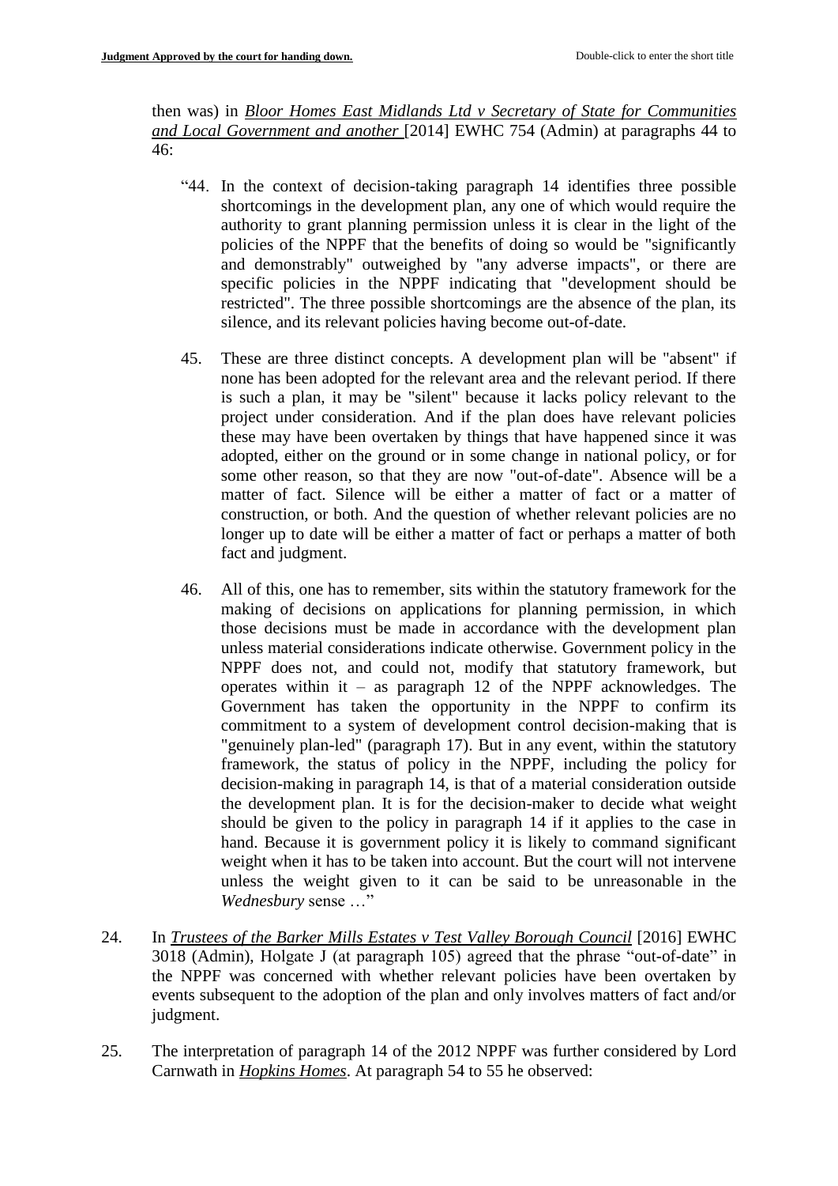then was) in ***Bloor Homes East Midlands Ltd v Secretary of State for Communities and Local Government and another*** [2014] EWHC 754 (Admin) at paragraphs 44 to 46:

> "44. In the context of decision-taking paragraph 14 identifies three possible shortcomings in the development plan, any one of which would require the authority to grant planning permission unless it is clear in the light of the policies of the NPPF that the benefits of doing so would be "significantly and demonstrably" outweighed by "any adverse impacts", or there are specific policies in the NPPF indicating that "development should be restricted". The three possible shortcomings are the absence of the plan, its silence, and its relevant policies having become out-of-date.
>
> 45. These are three distinct concepts. A development plan will be "absent" if none has been adopted for the relevant area and the relevant period. If there is such a plan, it may be "silent" because it lacks policy relevant to the project under consideration. And if the plan does have relevant policies these may have been overtaken by things that have happened since it was adopted, either on the ground or in some change in national policy, or for some other reason, so that they are now "out-of-date". Absence will be a matter of fact. Silence will be either a matter of fact or a matter of construction, or both. And the question of whether relevant policies are no longer up to date will be either a matter of fact or perhaps a matter of both fact and judgment.
>
> 46. All of this, one has to remember, sits within the statutory framework for the making of decisions on applications for planning permission, in which those decisions must be made in accordance with the development plan unless material considerations indicate otherwise. Government policy in the NPPF does not, and could not, modify that statutory framework, but operates within it – as paragraph 12 of the NPPF acknowledges. The Government has taken the opportunity in the NPPF to confirm its commitment to a system of development control decision-making that is "genuinely plan-led" (paragraph 17). But in any event, within the statutory framework, the status of policy in the NPPF, including the policy for decision-making in paragraph 14, is that of a material consideration outside the development plan. It is for the decision-maker to decide what weight should be given to the policy in paragraph 14 if it applies to the case in hand. Because it is government policy it is likely to command significant weight when it has to be taken into account. But the court will not intervene unless the weight given to it can be said to be unreasonable in the *Wednesbury* sense …"

24. In ***Trustees of the Barker Mills Estates v Test Valley Borough Council*** [2016] EWHC 3018 (Admin), Holgate J (at paragraph 105) agreed that the phrase "out-of-date" in the NPPF was concerned with whether relevant policies have been overtaken by events subsequent to the adoption of the plan and only involves matters of fact and/or judgment.

25. The interpretation of paragraph 14 of the 2012 NPPF was further considered by Lord Carnwath in ***Hopkins Homes***. At paragraph 54 to 55 he observed: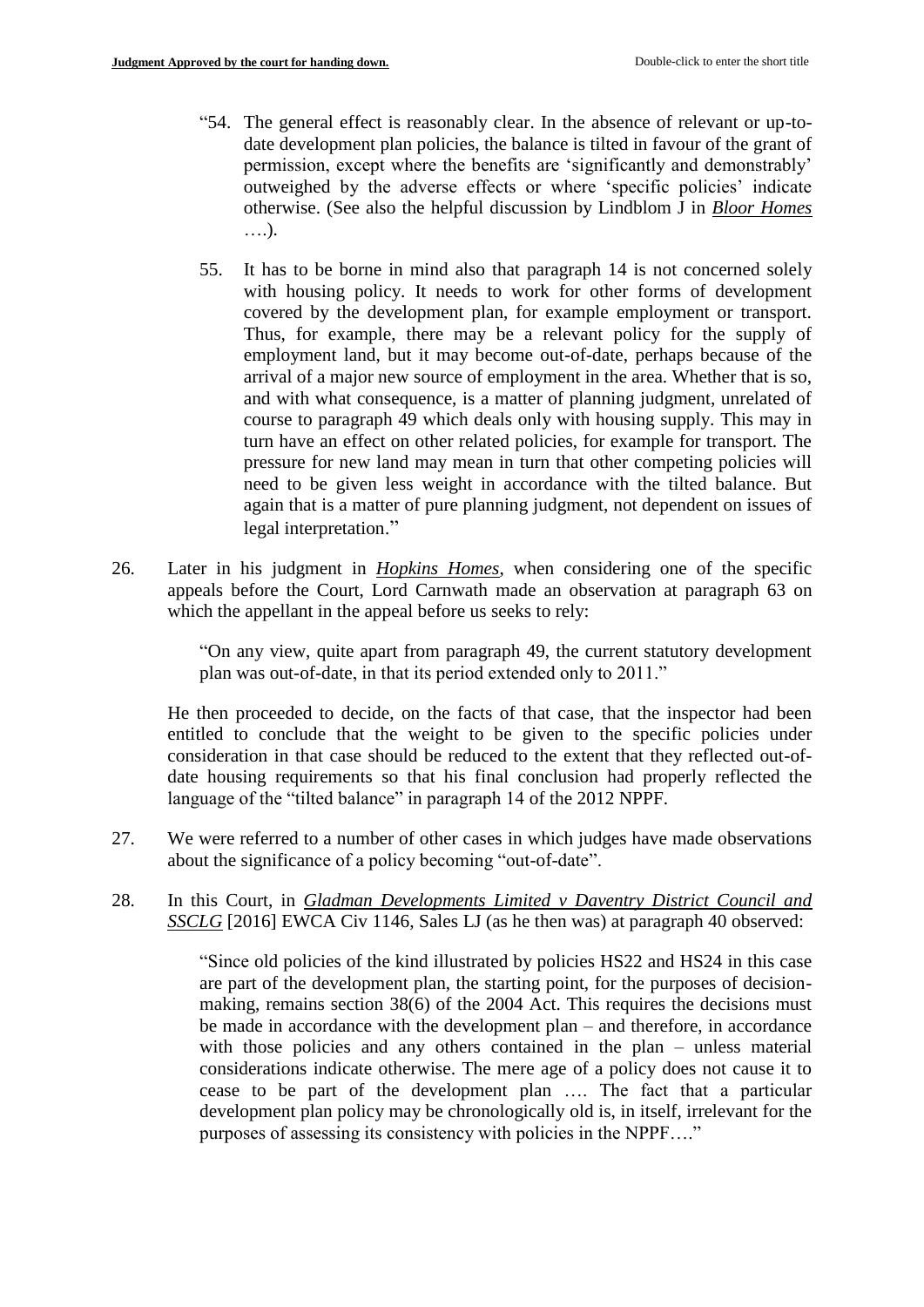> "54. The general effect is reasonably clear. In the absence of relevant or up-to-date development plan policies, the balance is tilted in favour of the grant of permission, except where the benefits are 'significantly and demonstrably' outweighed by the adverse effects or where 'specific policies' indicate otherwise. (See also the helpful discussion by Lindblom J in ***Bloor Homes*** ….).
>
> 55. It has to be borne in mind also that paragraph 14 is not concerned solely with housing policy. It needs to work for other forms of development covered by the development plan, for example employment or transport. Thus, for example, there may be a relevant policy for the supply of employment land, but it may become out-of-date, perhaps because of the arrival of a major new source of employment in the area. Whether that is so, and with what consequence, is a matter of planning judgment, unrelated of course to paragraph 49 which deals only with housing supply. This may in turn have an effect on other related policies, for example for transport. The pressure for new land may mean in turn that other competing policies will need to be given less weight in accordance with the tilted balance. But again that is a matter of pure planning judgment, not dependent on issues of legal interpretation."

26. Later in his judgment in ***Hopkins Homes***, when considering one of the specific appeals before the Court, Lord Carnwath made an observation at paragraph 63 on which the appellant in the appeal before us seeks to rely:

> "On any view, quite apart from paragraph 49, the current statutory development plan was out-of-date, in that its period extended only to 2011."

He then proceeded to decide, on the facts of that case, that the inspector had been entitled to conclude that the weight to be given to the specific policies under consideration in that case should be reduced to the extent that they reflected out-of-date housing requirements so that his final conclusion had properly reflected the language of the "tilted balance" in paragraph 14 of the 2012 NPPF.

27. We were referred to a number of other cases in which judges have made observations about the significance of a policy becoming "out-of-date".

28. In this Court, in ***Gladman Developments Limited v Daventry District Council and SSCLG*** [2016] EWCA Civ 1146, Sales LJ (as he then was) at paragraph 40 observed:

> "Since old policies of the kind illustrated by policies HS22 and HS24 in this case are part of the development plan, the starting point, for the purposes of decision-making, remains section 38(6) of the 2004 Act. This requires the decisions must be made in accordance with the development plan – and therefore, in accordance with those policies and any others contained in the plan – unless material considerations indicate otherwise. The mere age of a policy does not cause it to cease to be part of the development plan …. The fact that a particular development plan policy may be chronologically old is, in itself, irrelevant for the purposes of assessing its consistency with policies in the NPPF…."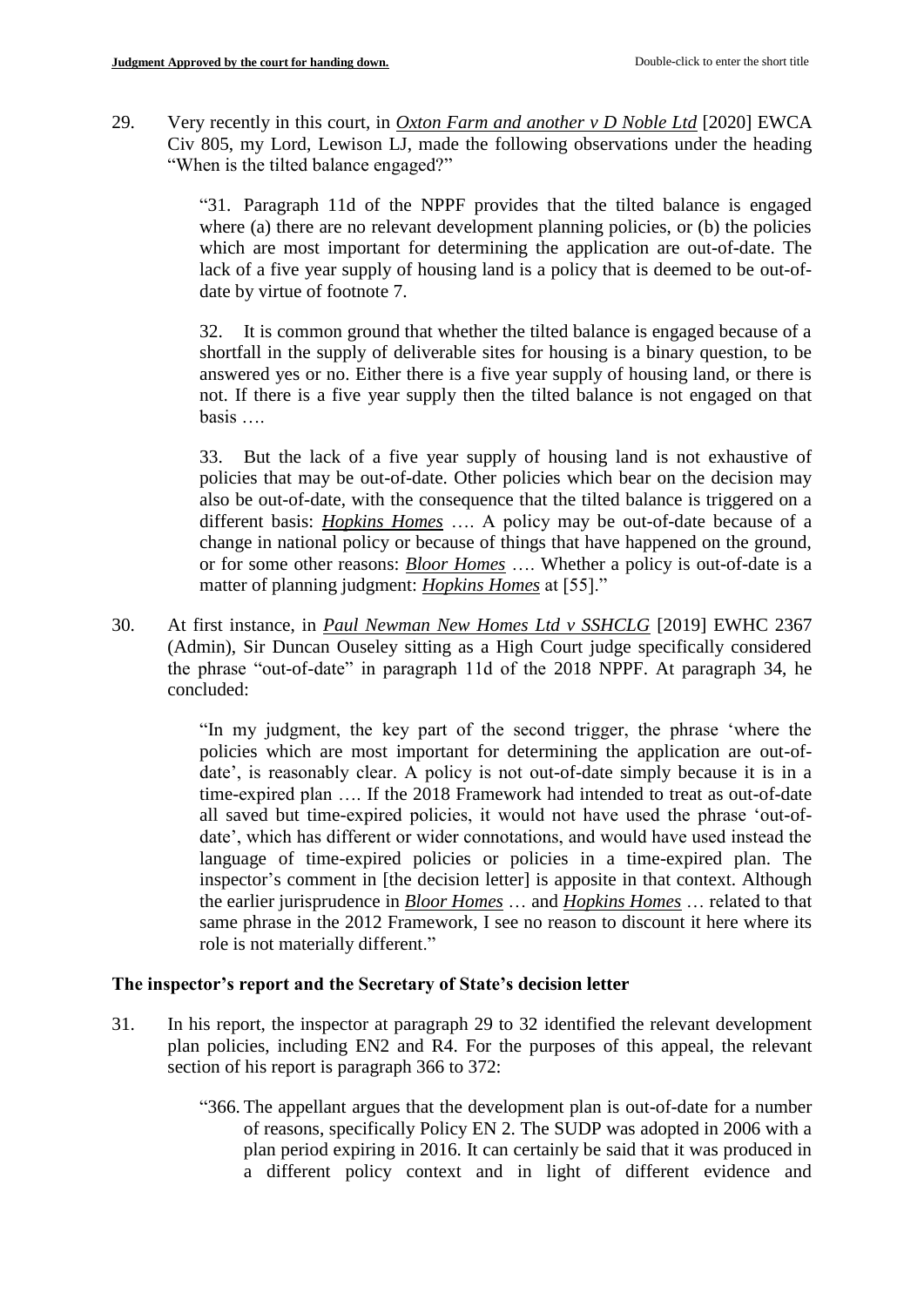29. Very recently in this court, in *Oxton Farm and another v D Noble Ltd* [2020] EWCA Civ 805, my Lord, Lewison LJ, made the following observations under the heading "When is the tilted balance engaged?"

> "31. Paragraph 11d of the NPPF provides that the tilted balance is engaged where (a) there are no relevant development planning policies, or (b) the policies which are most important for determining the application are out-of-date. The lack of a five year supply of housing land is a policy that is deemed to be out-of-date by virtue of footnote 7.
>
> 32. It is common ground that whether the tilted balance is engaged because of a shortfall in the supply of deliverable sites for housing is a binary question, to be answered yes or no. Either there is a five year supply of housing land, or there is not. If there is a five year supply then the tilted balance is not engaged on that basis ….
>
> 33. But the lack of a five year supply of housing land is not exhaustive of policies that may be out-of-date. Other policies which bear on the decision may also be out-of-date, with the consequence that the tilted balance is triggered on a different basis: *Hopkins Homes* …. A policy may be out-of-date because of a change in national policy or because of things that have happened on the ground, or for some other reasons: *Bloor Homes* …. Whether a policy is out-of-date is a matter of planning judgment: *Hopkins Homes* at [55]."

30. At first instance, in *Paul Newman New Homes Ltd v SSHCLG* [2019] EWHC 2367 (Admin), Sir Duncan Ouseley sitting as a High Court judge specifically considered the phrase "out-of-date" in paragraph 11d of the 2018 NPPF. At paragraph 34, he concluded:

> "In my judgment, the key part of the second trigger, the phrase 'where the policies which are most important for determining the application are out-of-date', is reasonably clear. A policy is not out-of-date simply because it is in a time-expired plan …. If the 2018 Framework had intended to treat as out-of-date all saved but time-expired policies, it would not have used the phrase 'out-of-date', which has different or wider connotations, and would have used instead the language of time-expired policies or policies in a time-expired plan. The inspector's comment in [the decision letter] is apposite in that context. Although the earlier jurisprudence in *Bloor Homes* … and *Hopkins Homes* … related to that same phrase in the 2012 Framework, I see no reason to discount it here where its role is not materially different."

**The inspector's report and the Secretary of State's decision letter**

31. In his report, the inspector at paragraph 29 to 32 identified the relevant development plan policies, including EN2 and R4. For the purposes of this appeal, the relevant section of his report is paragraph 366 to 372:

> "366. The appellant argues that the development plan is out-of-date for a number of reasons, specifically Policy EN 2. The SUDP was adopted in 2006 with a plan period expiring in 2016. It can certainly be said that it was produced in a different policy context and in light of different evidence and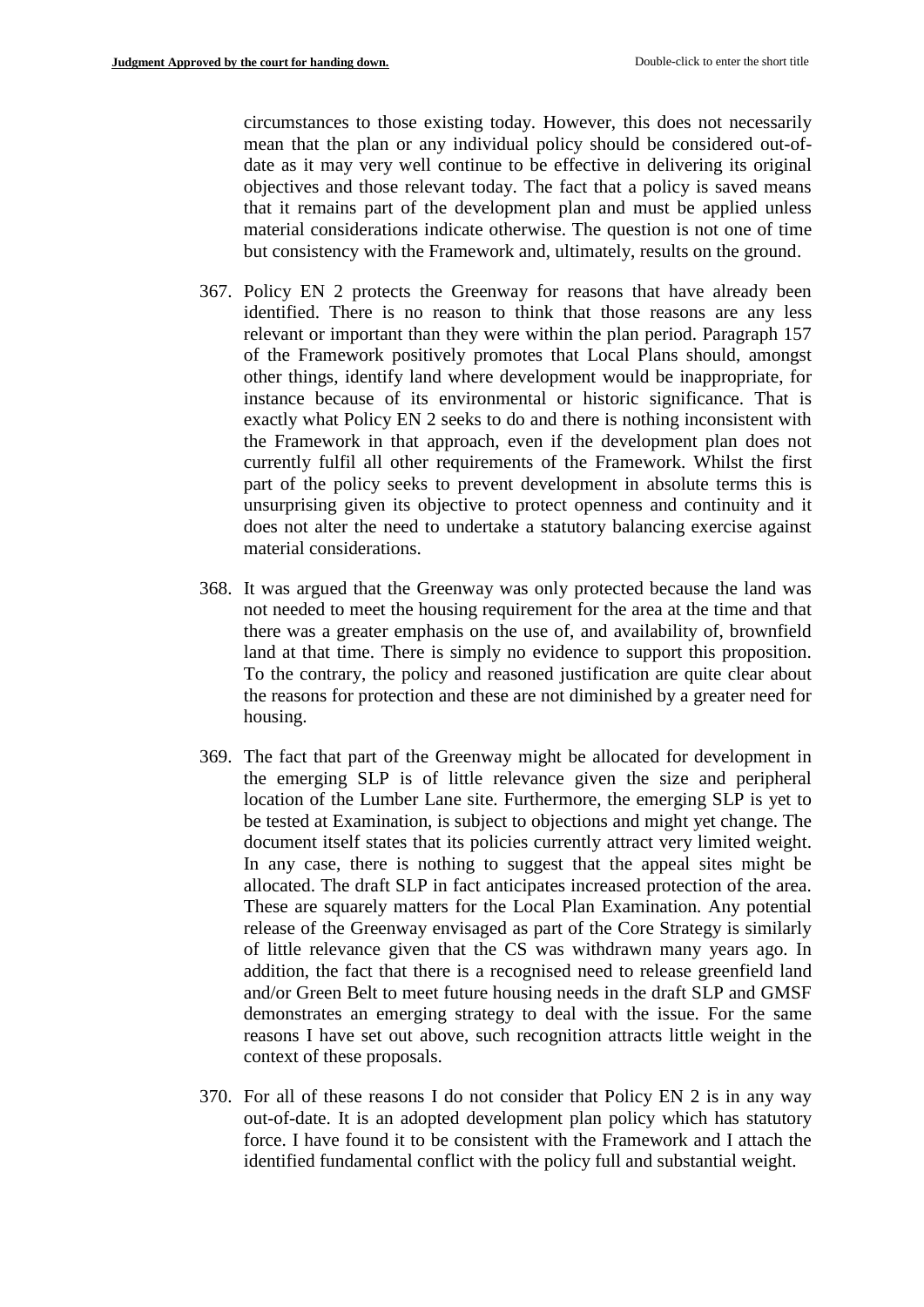circumstances to those existing today. However, this does not necessarily mean that the plan or any individual policy should be considered out-of-date as it may very well continue to be effective in delivering its original objectives and those relevant today. The fact that a policy is saved means that it remains part of the development plan and must be applied unless material considerations indicate otherwise. The question is not one of time but consistency with the Framework and, ultimately, results on the ground.

367. Policy EN 2 protects the Greenway for reasons that have already been identified. There is no reason to think that those reasons are any less relevant or important than they were within the plan period. Paragraph 157 of the Framework positively promotes that Local Plans should, amongst other things, identify land where development would be inappropriate, for instance because of its environmental or historic significance. That is exactly what Policy EN 2 seeks to do and there is nothing inconsistent with the Framework in that approach, even if the development plan does not currently fulfil all other requirements of the Framework. Whilst the first part of the policy seeks to prevent development in absolute terms this is unsurprising given its objective to protect openness and continuity and it does not alter the need to undertake a statutory balancing exercise against material considerations.

368. It was argued that the Greenway was only protected because the land was not needed to meet the housing requirement for the area at the time and that there was a greater emphasis on the use of, and availability of, brownfield land at that time. There is simply no evidence to support this proposition. To the contrary, the policy and reasoned justification are quite clear about the reasons for protection and these are not diminished by a greater need for housing.

369. The fact that part of the Greenway might be allocated for development in the emerging SLP is of little relevance given the size and peripheral location of the Lumber Lane site. Furthermore, the emerging SLP is yet to be tested at Examination, is subject to objections and might yet change. The document itself states that its policies currently attract very limited weight. In any case, there is nothing to suggest that the appeal sites might be allocated. The draft SLP in fact anticipates increased protection of the area. These are squarely matters for the Local Plan Examination. Any potential release of the Greenway envisaged as part of the Core Strategy is similarly of little relevance given that the CS was withdrawn many years ago. In addition, the fact that there is a recognised need to release greenfield land and/or Green Belt to meet future housing needs in the draft SLP and GMSF demonstrates an emerging strategy to deal with the issue. For the same reasons I have set out above, such recognition attracts little weight in the context of these proposals.

370. For all of these reasons I do not consider that Policy EN 2 is in any way out-of-date. It is an adopted development plan policy which has statutory force. I have found it to be consistent with the Framework and I attach the identified fundamental conflict with the policy full and substantial weight.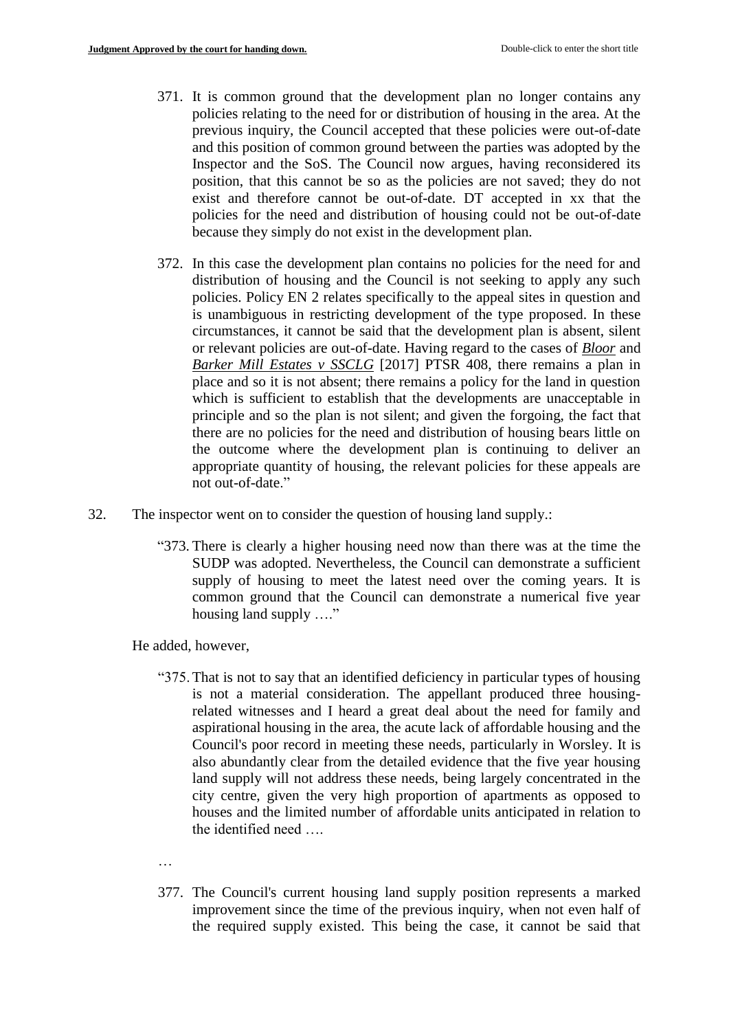371. It is common ground that the development plan no longer contains any policies relating to the need for or distribution of housing in the area. At the previous inquiry, the Council accepted that these policies were out-of-date and this position of common ground between the parties was adopted by the Inspector and the SoS. The Council now argues, having reconsidered its position, that this cannot be so as the policies are not saved; they do not exist and therefore cannot be out-of-date. DT accepted in xx that the policies for the need and distribution of housing could not be out-of-date because they simply do not exist in the development plan.

372. In this case the development plan contains no policies for the need for and distribution of housing and the Council is not seeking to apply any such policies. Policy EN 2 relates specifically to the appeal sites in question and is unambiguous in restricting development of the type proposed. In these circumstances, it cannot be said that the development plan is absent, silent or relevant policies are out-of-date. Having regard to the cases of ***Bloor*** and ***Barker Mill Estates v SSCLG*** [2017] PTSR 408, there remains a plan in place and so it is not absent; there remains a policy for the land in question which is sufficient to establish that the developments are unacceptable in principle and so the plan is not silent; and given the forgoing, the fact that there are no policies for the need and distribution of housing bears little on the outcome where the development plan is continuing to deliver an appropriate quantity of housing, the relevant policies for these appeals are not out-of-date."

32. The inspector went on to consider the question of housing land supply.:

> "373. There is clearly a higher housing need now than there was at the time the SUDP was adopted. Nevertheless, the Council can demonstrate a sufficient supply of housing to meet the latest need over the coming years. It is common ground that the Council can demonstrate a numerical five year housing land supply …."

He added, however,

> "375. That is not to say that an identified deficiency in particular types of housing is not a material consideration. The appellant produced three housing-related witnesses and I heard a great deal about the need for family and aspirational housing in the area, the acute lack of affordable housing and the Council's poor record in meeting these needs, particularly in Worsley. It is also abundantly clear from the detailed evidence that the five year housing land supply will not address these needs, being largely concentrated in the city centre, given the very high proportion of apartments as opposed to houses and the limited number of affordable units anticipated in relation to the identified need ….
>
> …
>
> 377. The Council's current housing land supply position represents a marked improvement since the time of the previous inquiry, when not even half of the required supply existed. This being the case, it cannot be said that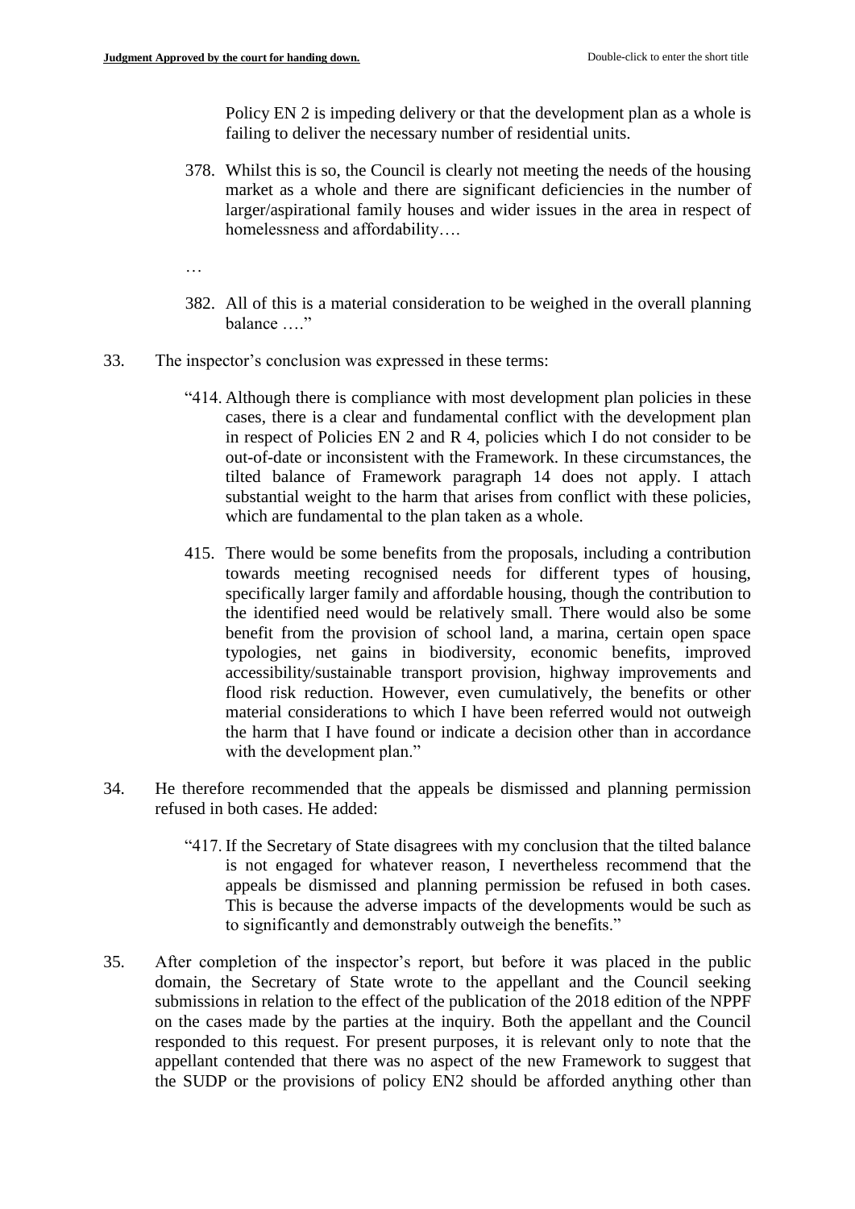Policy EN 2 is impeding delivery or that the development plan as a whole is failing to deliver the necessary number of residential units.

> 378. Whilst this is so, the Council is clearly not meeting the needs of the housing market as a whole and there are significant deficiencies in the number of larger/aspirational family houses and wider issues in the area in respect of homelessness and affordability….
>
> …
>
> 382. All of this is a material consideration to be weighed in the overall planning balance …."

33. The inspector's conclusion was expressed in these terms:

> "414. Although there is compliance with most development plan policies in these cases, there is a clear and fundamental conflict with the development plan in respect of Policies EN 2 and R 4, policies which I do not consider to be out-of-date or inconsistent with the Framework. In these circumstances, the tilted balance of Framework paragraph 14 does not apply. I attach substantial weight to the harm that arises from conflict with these policies, which are fundamental to the plan taken as a whole.
>
> 415. There would be some benefits from the proposals, including a contribution towards meeting recognised needs for different types of housing, specifically larger family and affordable housing, though the contribution to the identified need would be relatively small. There would also be some benefit from the provision of school land, a marina, certain open space typologies, net gains in biodiversity, economic benefits, improved accessibility/sustainable transport provision, highway improvements and flood risk reduction. However, even cumulatively, the benefits or other material considerations to which I have been referred would not outweigh the harm that I have found or indicate a decision other than in accordance with the development plan."

34. He therefore recommended that the appeals be dismissed and planning permission refused in both cases. He added:

> "417. If the Secretary of State disagrees with my conclusion that the tilted balance is not engaged for whatever reason, I nevertheless recommend that the appeals be dismissed and planning permission be refused in both cases. This is because the adverse impacts of the developments would be such as to significantly and demonstrably outweigh the benefits."

35. After completion of the inspector's report, but before it was placed in the public domain, the Secretary of State wrote to the appellant and the Council seeking submissions in relation to the effect of the publication of the 2018 edition of the NPPF on the cases made by the parties at the inquiry. Both the appellant and the Council responded to this request. For present purposes, it is relevant only to note that the appellant contended that there was no aspect of the new Framework to suggest that the SUDP or the provisions of policy EN2 should be afforded anything other than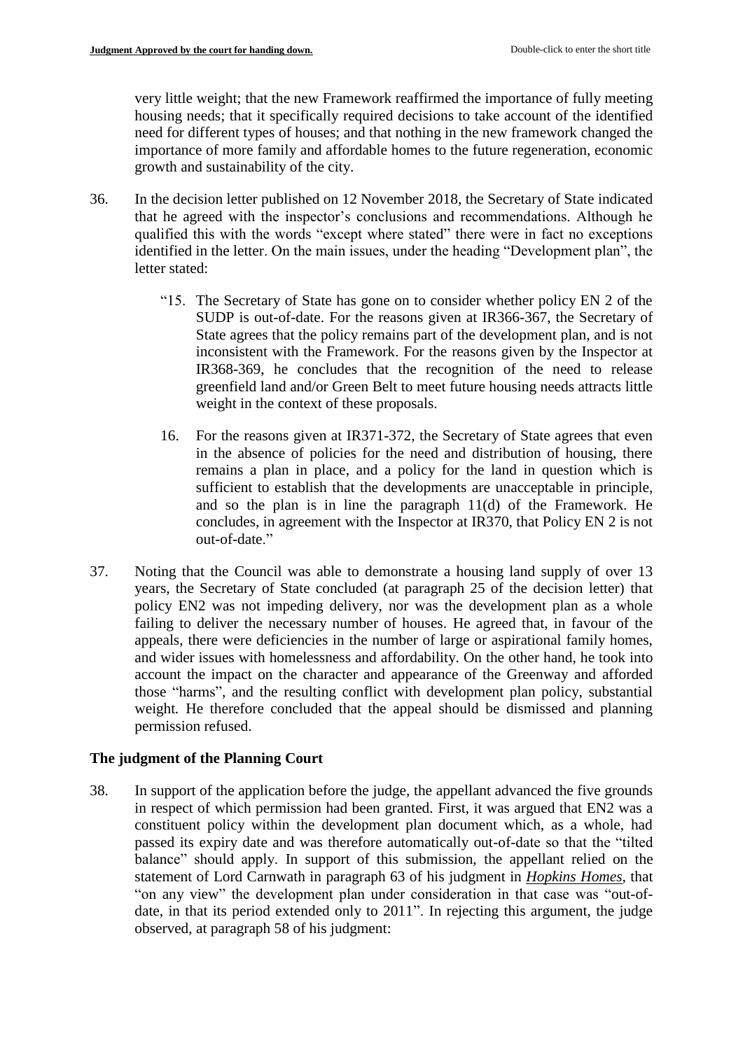very little weight; that the new Framework reaffirmed the importance of fully meeting housing needs; that it specifically required decisions to take account of the identified need for different types of houses; and that nothing in the new framework changed the importance of more family and affordable homes to the future regeneration, economic growth and sustainability of the city.

36. In the decision letter published on 12 November 2018, the Secretary of State indicated that he agreed with the inspector's conclusions and recommendations. Although he qualified this with the words "except where stated" there were in fact no exceptions identified in the letter. On the main issues, under the heading "Development plan", the letter stated:

> "15. The Secretary of State has gone on to consider whether policy EN 2 of the SUDP is out-of-date. For the reasons given at IR366-367, the Secretary of State agrees that the policy remains part of the development plan, and is not inconsistent with the Framework. For the reasons given by the Inspector at IR368-369, he concludes that the recognition of the need to release greenfield land and/or Green Belt to meet future housing needs attracts little weight in the context of these proposals.
>
> 16. For the reasons given at IR371-372, the Secretary of State agrees that even in the absence of policies for the need and distribution of housing, there remains a plan in place, and a policy for the land in question which is sufficient to establish that the developments are unacceptable in principle, and so the plan is in line the paragraph 11(d) of the Framework. He concludes, in agreement with the Inspector at IR370, that Policy EN 2 is not out-of-date."

37. Noting that the Council was able to demonstrate a housing land supply of over 13 years, the Secretary of State concluded (at paragraph 25 of the decision letter) that policy EN2 was not impeding delivery, nor was the development plan as a whole failing to deliver the necessary number of houses. He agreed that, in favour of the appeals, there were deficiencies in the number of large or aspirational family homes, and wider issues with homelessness and affordability. On the other hand, he took into account the impact on the character and appearance of the Greenway and afforded those "harms", and the resulting conflict with development plan policy, substantial weight. He therefore concluded that the appeal should be dismissed and planning permission refused.

## The judgment of the Planning Court

38. In support of the application before the judge, the appellant advanced the five grounds in respect of which permission had been granted. First, it was argued that EN2 was a constituent policy within the development plan document which, as a whole, had passed its expiry date and was therefore automatically out-of-date so that the "tilted balance" should apply. In support of this submission, the appellant relied on the statement of Lord Carnwath in paragraph 63 of his judgment in ***Hopkins Homes***, that "on any view" the development plan under consideration in that case was "out-of-date, in that its period extended only to 2011". In rejecting this argument, the judge observed, at paragraph 58 of his judgment: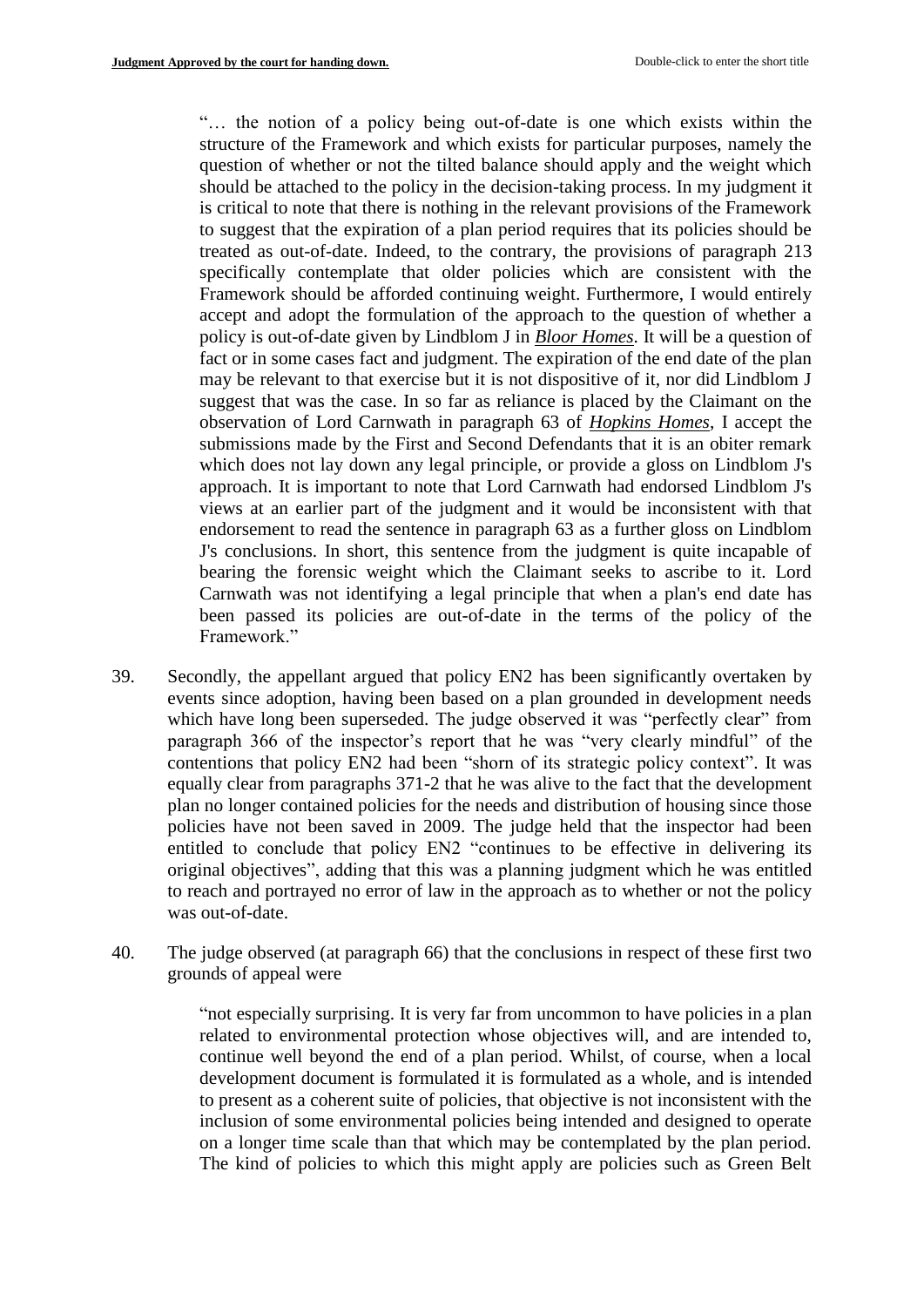> "… the notion of a policy being out-of-date is one which exists within the structure of the Framework and which exists for particular purposes, namely the question of whether or not the tilted balance should apply and the weight which should be attached to the policy in the decision-taking process. In my judgment it is critical to note that there is nothing in the relevant provisions of the Framework to suggest that the expiration of a plan period requires that its policies should be treated as out-of-date. Indeed, to the contrary, the provisions of paragraph 213 specifically contemplate that older policies which are consistent with the Framework should be afforded continuing weight. Furthermore, I would entirely accept and adopt the formulation of the approach to the question of whether a policy is out-of-date given by Lindblom J in *Bloor Homes*. It will be a question of fact or in some cases fact and judgment. The expiration of the end date of the plan may be relevant to that exercise but it is not dispositive of it, nor did Lindblom J suggest that was the case. In so far as reliance is placed by the Claimant on the observation of Lord Carnwath in paragraph 63 of *Hopkins Homes*, I accept the submissions made by the First and Second Defendants that it is an obiter remark which does not lay down any legal principle, or provide a gloss on Lindblom J's approach. It is important to note that Lord Carnwath had endorsed Lindblom J's views at an earlier part of the judgment and it would be inconsistent with that endorsement to read the sentence in paragraph 63 as a further gloss on Lindblom J's conclusions. In short, this sentence from the judgment is quite incapable of bearing the forensic weight which the Claimant seeks to ascribe to it. Lord Carnwath was not identifying a legal principle that when a plan's end date has been passed its policies are out-of-date in the terms of the policy of the Framework."

39. Secondly, the appellant argued that policy EN2 has been significantly overtaken by events since adoption, having been based on a plan grounded in development needs which have long been superseded. The judge observed it was "perfectly clear" from paragraph 366 of the inspector's report that he was "very clearly mindful" of the contentions that policy EN2 had been "shorn of its strategic policy context". It was equally clear from paragraphs 371-2 that he was alive to the fact that the development plan no longer contained policies for the needs and distribution of housing since those policies have not been saved in 2009. The judge held that the inspector had been entitled to conclude that policy EN2 "continues to be effective in delivering its original objectives", adding that this was a planning judgment which he was entitled to reach and portrayed no error of law in the approach as to whether or not the policy was out-of-date.

40. The judge observed (at paragraph 66) that the conclusions in respect of these first two grounds of appeal were

> "not especially surprising. It is very far from uncommon to have policies in a plan related to environmental protection whose objectives will, and are intended to, continue well beyond the end of a plan period. Whilst, of course, when a local development document is formulated it is formulated as a whole, and is intended to present as a coherent suite of policies, that objective is not inconsistent with the inclusion of some environmental policies being intended and designed to operate on a longer time scale than that which may be contemplated by the plan period. The kind of policies to which this might apply are policies such as Green Belt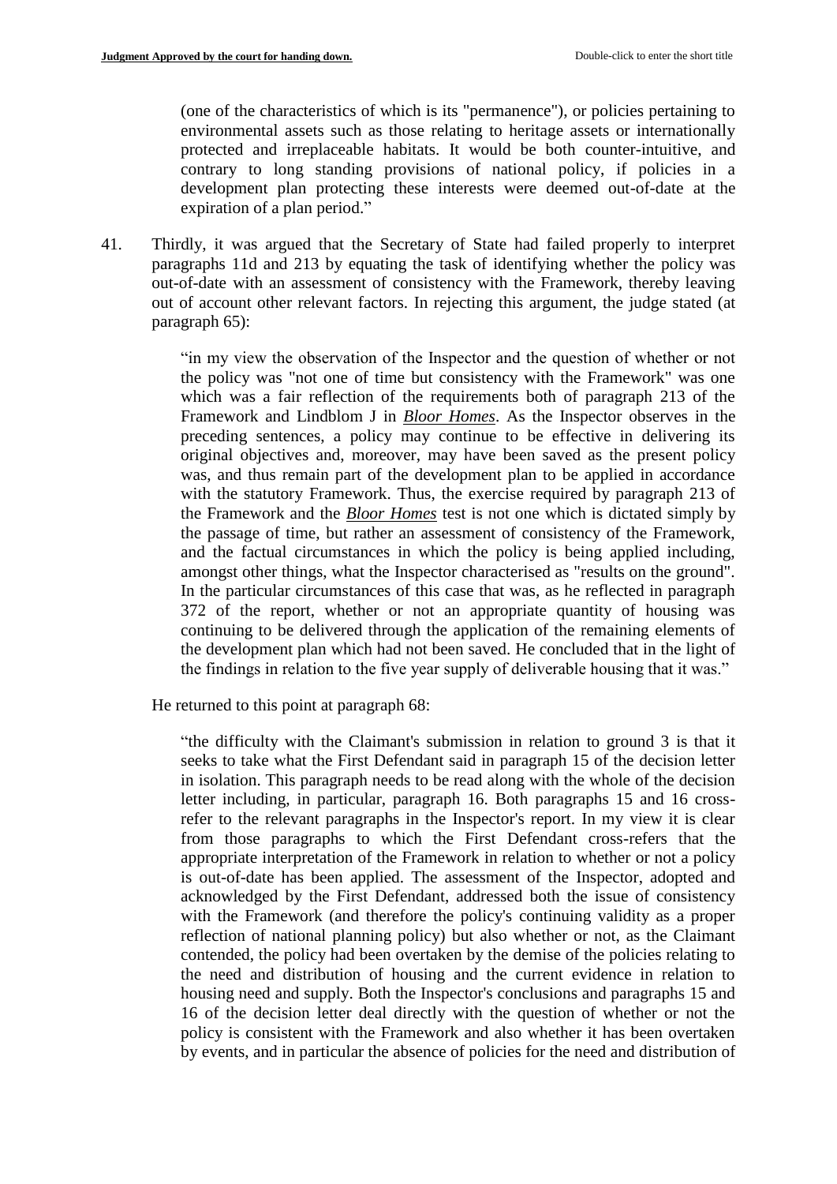(one of the characteristics of which is its "permanence"), or policies pertaining to environmental assets such as those relating to heritage assets or internationally protected and irreplaceable habitats. It would be both counter-intuitive, and contrary to long standing provisions of national policy, if policies in a development plan protecting these interests were deemed out-of-date at the expiration of a plan period."

41. Thirdly, it was argued that the Secretary of State had failed properly to interpret paragraphs 11d and 213 by equating the task of identifying whether the policy was out-of-date with an assessment of consistency with the Framework, thereby leaving out of account other relevant factors. In rejecting this argument, the judge stated (at paragraph 65):

> "in my view the observation of the Inspector and the question of whether or not the policy was "not one of time but consistency with the Framework" was one which was a fair reflection of the requirements both of paragraph 213 of the Framework and Lindblom J in ***Bloor Homes***. As the Inspector observes in the preceding sentences, a policy may continue to be effective in delivering its original objectives and, moreover, may have been saved as the present policy was, and thus remain part of the development plan to be applied in accordance with the statutory Framework. Thus, the exercise required by paragraph 213 of the Framework and the ***Bloor Homes*** test is not one which is dictated simply by the passage of time, but rather an assessment of consistency of the Framework, and the factual circumstances in which the policy is being applied including, amongst other things, what the Inspector characterised as "results on the ground". In the particular circumstances of this case that was, as he reflected in paragraph 372 of the report, whether or not an appropriate quantity of housing was continuing to be delivered through the application of the remaining elements of the development plan which had not been saved. He concluded that in the light of the findings in relation to the five year supply of deliverable housing that it was."

He returned to this point at paragraph 68:

> "the difficulty with the Claimant's submission in relation to ground 3 is that it seeks to take what the First Defendant said in paragraph 15 of the decision letter in isolation. This paragraph needs to be read along with the whole of the decision letter including, in particular, paragraph 16. Both paragraphs 15 and 16 cross-refer to the relevant paragraphs in the Inspector's report. In my view it is clear from those paragraphs to which the First Defendant cross-refers that the appropriate interpretation of the Framework in relation to whether or not a policy is out-of-date has been applied. The assessment of the Inspector, adopted and acknowledged by the First Defendant, addressed both the issue of consistency with the Framework (and therefore the policy's continuing validity as a proper reflection of national planning policy) but also whether or not, as the Claimant contended, the policy had been overtaken by the demise of the policies relating to the need and distribution of housing and the current evidence in relation to housing need and supply. Both the Inspector's conclusions and paragraphs 15 and 16 of the decision letter deal directly with the question of whether or not the policy is consistent with the Framework and also whether it has been overtaken by events, and in particular the absence of policies for the need and distribution of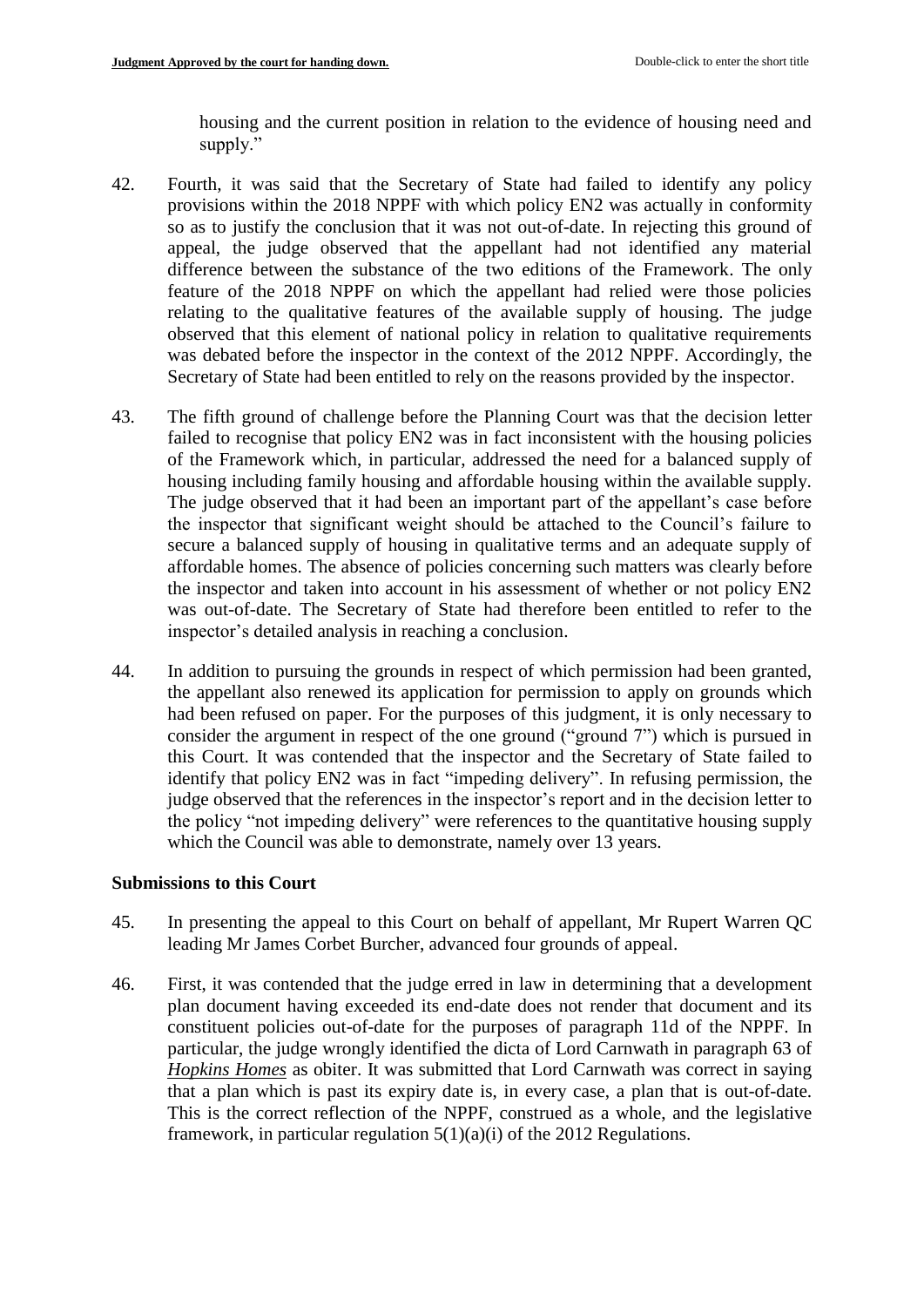housing and the current position in relation to the evidence of housing need and supply."

42. Fourth, it was said that the Secretary of State had failed to identify any policy provisions within the 2018 NPPF with which policy EN2 was actually in conformity so as to justify the conclusion that it was not out-of-date. In rejecting this ground of appeal, the judge observed that the appellant had not identified any material difference between the substance of the two editions of the Framework. The only feature of the 2018 NPPF on which the appellant had relied were those policies relating to the qualitative features of the available supply of housing. The judge observed that this element of national policy in relation to qualitative requirements was debated before the inspector in the context of the 2012 NPPF. Accordingly, the Secretary of State had been entitled to rely on the reasons provided by the inspector.

43. The fifth ground of challenge before the Planning Court was that the decision letter failed to recognise that policy EN2 was in fact inconsistent with the housing policies of the Framework which, in particular, addressed the need for a balanced supply of housing including family housing and affordable housing within the available supply. The judge observed that it had been an important part of the appellant's case before the inspector that significant weight should be attached to the Council's failure to secure a balanced supply of housing in qualitative terms and an adequate supply of affordable homes. The absence of policies concerning such matters was clearly before the inspector and taken into account in his assessment of whether or not policy EN2 was out-of-date. The Secretary of State had therefore been entitled to refer to the inspector's detailed analysis in reaching a conclusion.

44. In addition to pursuing the grounds in respect of which permission had been granted, the appellant also renewed its application for permission to apply on grounds which had been refused on paper. For the purposes of this judgment, it is only necessary to consider the argument in respect of the one ground ("ground 7") which is pursued in this Court. It was contended that the inspector and the Secretary of State failed to identify that policy EN2 was in fact "impeding delivery". In refusing permission, the judge observed that the references in the inspector's report and in the decision letter to the policy "not impeding delivery" were references to the quantitative housing supply which the Council was able to demonstrate, namely over 13 years.

**Submissions to this Court**

45. In presenting the appeal to this Court on behalf of appellant, Mr Rupert Warren QC leading Mr James Corbet Burcher, advanced four grounds of appeal.

46. First, it was contended that the judge erred in law in determining that a development plan document having exceeded its end-date does not render that document and its constituent policies out-of-date for the purposes of paragraph 11d of the NPPF. In particular, the judge wrongly identified the dicta of Lord Carnwath in paragraph 63 of ***Hopkins Homes*** as obiter. It was submitted that Lord Carnwath was correct in saying that a plan which is past its expiry date is, in every case, a plan that is out-of-date. This is the correct reflection of the NPPF, construed as a whole, and the legislative framework, in particular regulation 5(1)(a)(i) of the 2012 Regulations.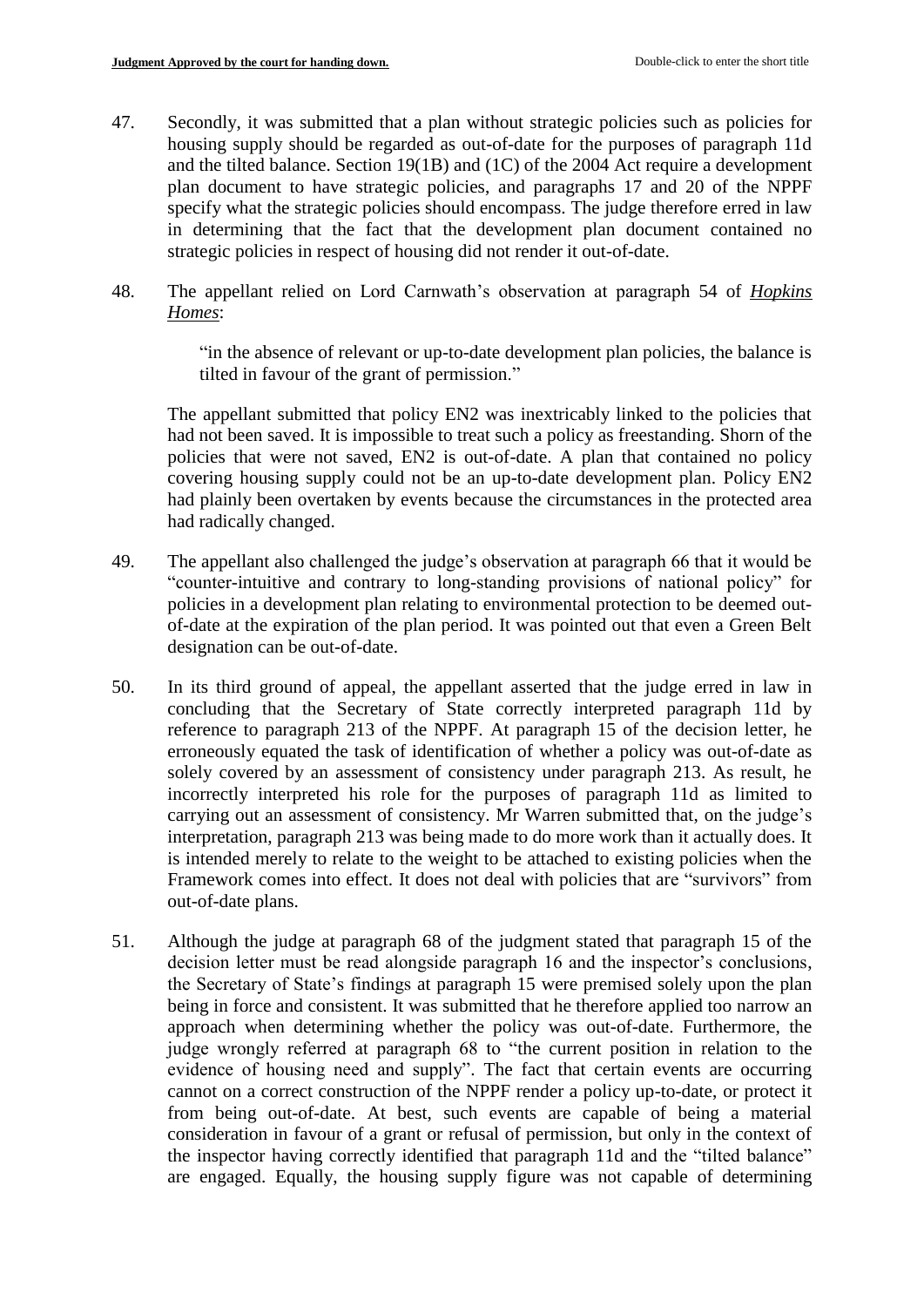47. Secondly, it was submitted that a plan without strategic policies such as policies for housing supply should be regarded as out-of-date for the purposes of paragraph 11d and the tilted balance. Section 19(1B) and (1C) of the 2004 Act require a development plan document to have strategic policies, and paragraphs 17 and 20 of the NPPF specify what the strategic policies should encompass. The judge therefore erred in law in determining that the fact that the development plan document contained no strategic policies in respect of housing did not render it out-of-date.

48. The appellant relied on Lord Carnwath's observation at paragraph 54 of *Hopkins Homes*:

> "in the absence of relevant or up-to-date development plan policies, the balance is tilted in favour of the grant of permission."

The appellant submitted that policy EN2 was inextricably linked to the policies that had not been saved. It is impossible to treat such a policy as freestanding. Shorn of the policies that were not saved, EN2 is out-of-date. A plan that contained no policy covering housing supply could not be an up-to-date development plan. Policy EN2 had plainly been overtaken by events because the circumstances in the protected area had radically changed.

49. The appellant also challenged the judge's observation at paragraph 66 that it would be "counter-intuitive and contrary to long-standing provisions of national policy" for policies in a development plan relating to environmental protection to be deemed out-of-date at the expiration of the plan period. It was pointed out that even a Green Belt designation can be out-of-date.

50. In its third ground of appeal, the appellant asserted that the judge erred in law in concluding that the Secretary of State correctly interpreted paragraph 11d by reference to paragraph 213 of the NPPF. At paragraph 15 of the decision letter, he erroneously equated the task of identification of whether a policy was out-of-date as solely covered by an assessment of consistency under paragraph 213. As result, he incorrectly interpreted his role for the purposes of paragraph 11d as limited to carrying out an assessment of consistency. Mr Warren submitted that, on the judge's interpretation, paragraph 213 was being made to do more work than it actually does. It is intended merely to relate to the weight to be attached to existing policies when the Framework comes into effect. It does not deal with policies that are "survivors" from out-of-date plans.

51. Although the judge at paragraph 68 of the judgment stated that paragraph 15 of the decision letter must be read alongside paragraph 16 and the inspector's conclusions, the Secretary of State's findings at paragraph 15 were premised solely upon the plan being in force and consistent. It was submitted that he therefore applied too narrow an approach when determining whether the policy was out-of-date. Furthermore, the judge wrongly referred at paragraph 68 to "the current position in relation to the evidence of housing need and supply". The fact that certain events are occurring cannot on a correct construction of the NPPF render a policy up-to-date, or protect it from being out-of-date. At best, such events are capable of being a material consideration in favour of a grant or refusal of permission, but only in the context of the inspector having correctly identified that paragraph 11d and the "tilted balance" are engaged. Equally, the housing supply figure was not capable of determining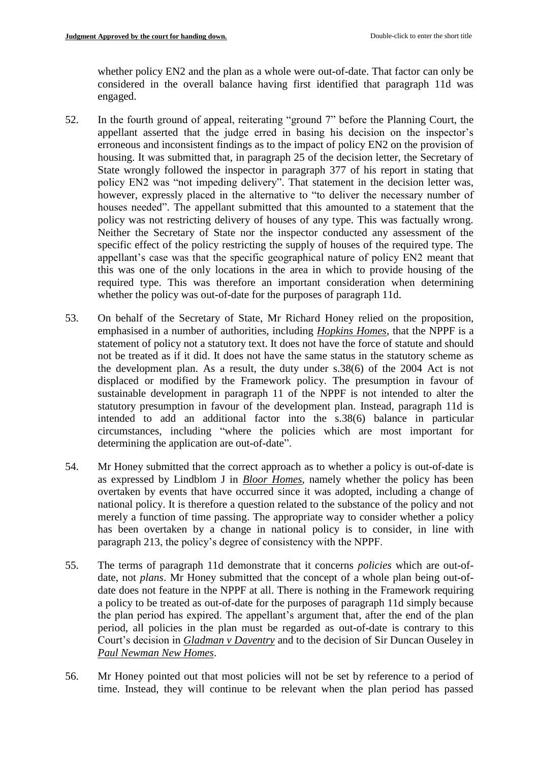whether policy EN2 and the plan as a whole were out-of-date. That factor can only be considered in the overall balance having first identified that paragraph 11d was engaged.

52. In the fourth ground of appeal, reiterating "ground 7" before the Planning Court, the appellant asserted that the judge erred in basing his decision on the inspector's erroneous and inconsistent findings as to the impact of policy EN2 on the provision of housing. It was submitted that, in paragraph 25 of the decision letter, the Secretary of State wrongly followed the inspector in paragraph 377 of his report in stating that policy EN2 was "not impeding delivery". That statement in the decision letter was, however, expressly placed in the alternative to "to deliver the necessary number of houses needed". The appellant submitted that this amounted to a statement that the policy was not restricting delivery of houses of any type. This was factually wrong. Neither the Secretary of State nor the inspector conducted any assessment of the specific effect of the policy restricting the supply of houses of the required type. The appellant's case was that the specific geographical nature of policy EN2 meant that this was one of the only locations in the area in which to provide housing of the required type. This was therefore an important consideration when determining whether the policy was out-of-date for the purposes of paragraph 11d.

53. On behalf of the Secretary of State, Mr Richard Honey relied on the proposition, emphasised in a number of authorities, including ***Hopkins Homes***, that the NPPF is a statement of policy not a statutory text. It does not have the force of statute and should not be treated as if it did. It does not have the same status in the statutory scheme as the development plan. As a result, the duty under s.38(6) of the 2004 Act is not displaced or modified by the Framework policy. The presumption in favour of sustainable development in paragraph 11 of the NPPF is not intended to alter the statutory presumption in favour of the development plan. Instead, paragraph 11d is intended to add an additional factor into the s.38(6) balance in particular circumstances, including "where the policies which are most important for determining the application are out-of-date".

54. Mr Honey submitted that the correct approach as to whether a policy is out-of-date is as expressed by Lindblom J in ***Bloor Homes***, namely whether the policy has been overtaken by events that have occurred since it was adopted, including a change of national policy. It is therefore a question related to the substance of the policy and not merely a function of time passing. The appropriate way to consider whether a policy has been overtaken by a change in national policy is to consider, in line with paragraph 213, the policy's degree of consistency with the NPPF.

55. The terms of paragraph 11d demonstrate that it concerns *policies* which are out-of-date, not *plans*. Mr Honey submitted that the concept of a whole plan being out-of-date does not feature in the NPPF at all. There is nothing in the Framework requiring a policy to be treated as out-of-date for the purposes of paragraph 11d simply because the plan period has expired. The appellant's argument that, after the end of the plan period, all policies in the plan must be regarded as out-of-date is contrary to this Court's decision in ***Gladman v Daventry*** and to the decision of Sir Duncan Ouseley in ***Paul Newman New Homes***.

56. Mr Honey pointed out that most policies will not be set by reference to a period of time. Instead, they will continue to be relevant when the plan period has passed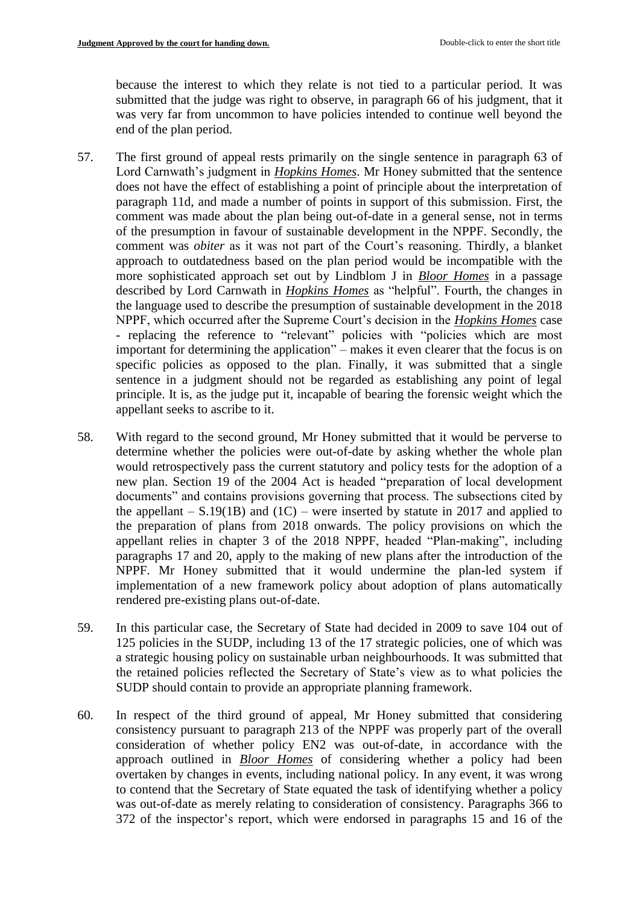because the interest to which they relate is not tied to a particular period. It was submitted that the judge was right to observe, in paragraph 66 of his judgment, that it was very far from uncommon to have policies intended to continue well beyond the end of the plan period.

57. The first ground of appeal rests primarily on the single sentence in paragraph 63 of Lord Carnwath's judgment in ***Hopkins Homes***. Mr Honey submitted that the sentence does not have the effect of establishing a point of principle about the interpretation of paragraph 11d, and made a number of points in support of this submission. First, the comment was made about the plan being out-of-date in a general sense, not in terms of the presumption in favour of sustainable development in the NPPF. Secondly, the comment was *obiter* as it was not part of the Court's reasoning. Thirdly, a blanket approach to outdatedness based on the plan period would be incompatible with the more sophisticated approach set out by Lindblom J in ***Bloor Homes*** in a passage described by Lord Carnwath in ***Hopkins Homes*** as "helpful". Fourth, the changes in the language used to describe the presumption of sustainable development in the 2018 NPPF, which occurred after the Supreme Court's decision in the ***Hopkins Homes*** case - replacing the reference to "relevant" policies with "policies which are most important for determining the application" – makes it even clearer that the focus is on specific policies as opposed to the plan. Finally, it was submitted that a single sentence in a judgment should not be regarded as establishing any point of legal principle. It is, as the judge put it, incapable of bearing the forensic weight which the appellant seeks to ascribe to it.

58. With regard to the second ground, Mr Honey submitted that it would be perverse to determine whether the policies were out-of-date by asking whether the whole plan would retrospectively pass the current statutory and policy tests for the adoption of a new plan. Section 19 of the 2004 Act is headed "preparation of local development documents" and contains provisions governing that process. The subsections cited by the appellant – S.19(1B) and (1C) – were inserted by statute in 2017 and applied to the preparation of plans from 2018 onwards. The policy provisions on which the appellant relies in chapter 3 of the 2018 NPPF, headed "Plan-making", including paragraphs 17 and 20, apply to the making of new plans after the introduction of the NPPF. Mr Honey submitted that it would undermine the plan-led system if implementation of a new framework policy about adoption of plans automatically rendered pre-existing plans out-of-date.

59. In this particular case, the Secretary of State had decided in 2009 to save 104 out of 125 policies in the SUDP, including 13 of the 17 strategic policies, one of which was a strategic housing policy on sustainable urban neighbourhoods. It was submitted that the retained policies reflected the Secretary of State's view as to what policies the SUDP should contain to provide an appropriate planning framework.

60. In respect of the third ground of appeal, Mr Honey submitted that considering consistency pursuant to paragraph 213 of the NPPF was properly part of the overall consideration of whether policy EN2 was out-of-date, in accordance with the approach outlined in ***Bloor Homes*** of considering whether a policy had been overtaken by changes in events, including national policy. In any event, it was wrong to contend that the Secretary of State equated the task of identifying whether a policy was out-of-date as merely relating to consideration of consistency. Paragraphs 366 to 372 of the inspector's report, which were endorsed in paragraphs 15 and 16 of the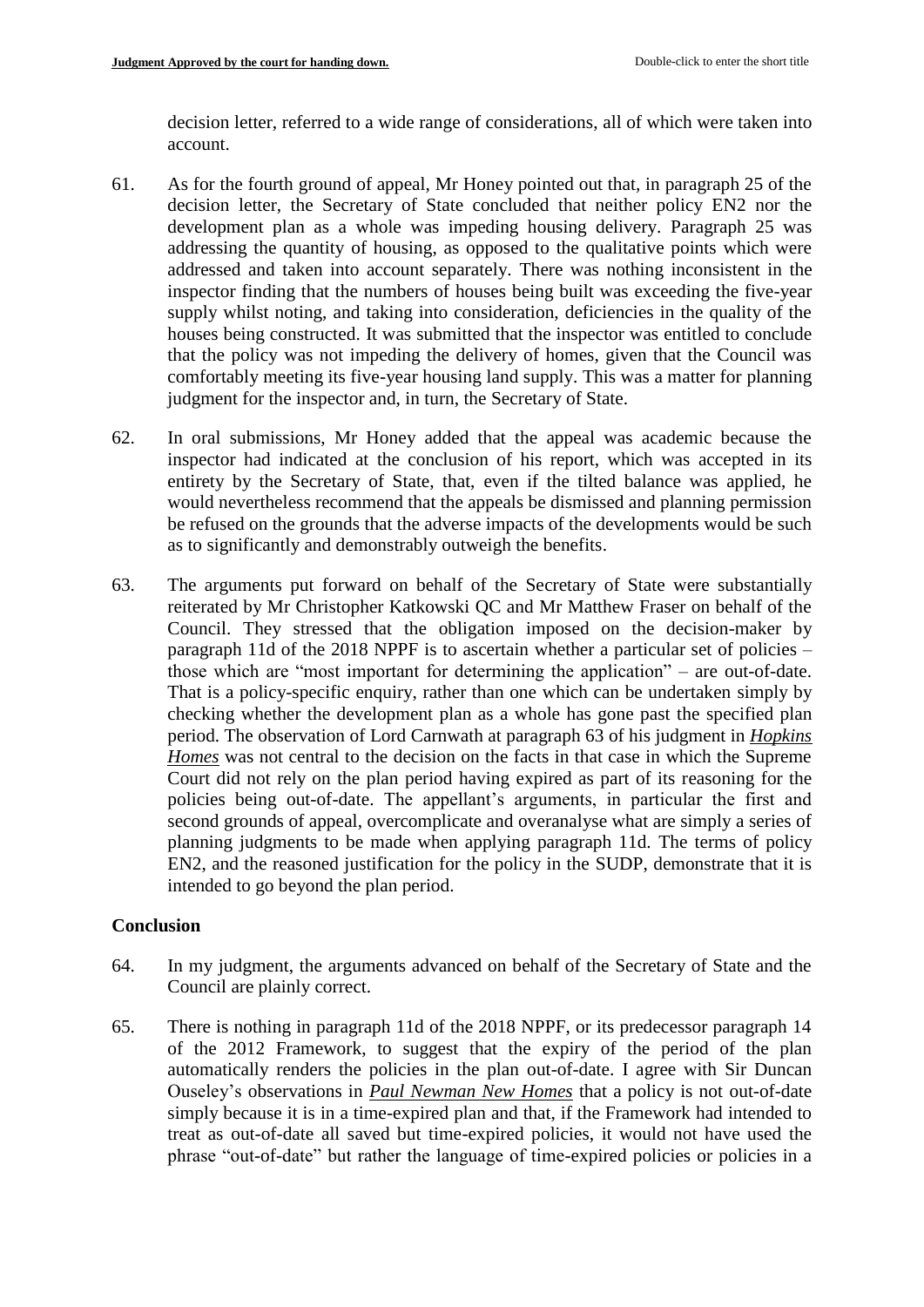decision letter, referred to a wide range of considerations, all of which were taken into account.

61. As for the fourth ground of appeal, Mr Honey pointed out that, in paragraph 25 of the decision letter, the Secretary of State concluded that neither policy EN2 nor the development plan as a whole was impeding housing delivery. Paragraph 25 was addressing the quantity of housing, as opposed to the qualitative points which were addressed and taken into account separately. There was nothing inconsistent in the inspector finding that the numbers of houses being built was exceeding the five-year supply whilst noting, and taking into consideration, deficiencies in the quality of the houses being constructed. It was submitted that the inspector was entitled to conclude that the policy was not impeding the delivery of homes, given that the Council was comfortably meeting its five-year housing land supply. This was a matter for planning judgment for the inspector and, in turn, the Secretary of State.

62. In oral submissions, Mr Honey added that the appeal was academic because the inspector had indicated at the conclusion of his report, which was accepted in its entirety by the Secretary of State, that, even if the tilted balance was applied, he would nevertheless recommend that the appeals be dismissed and planning permission be refused on the grounds that the adverse impacts of the developments would be such as to significantly and demonstrably outweigh the benefits.

63. The arguments put forward on behalf of the Secretary of State were substantially reiterated by Mr Christopher Katkowski QC and Mr Matthew Fraser on behalf of the Council. They stressed that the obligation imposed on the decision-maker by paragraph 11d of the 2018 NPPF is to ascertain whether a particular set of policies – those which are "most important for determining the application" – are out-of-date. That is a policy-specific enquiry, rather than one which can be undertaken simply by checking whether the development plan as a whole has gone past the specified plan period. The observation of Lord Carnwath at paragraph 63 of his judgment in ***Hopkins Homes*** was not central to the decision on the facts in that case in which the Supreme Court did not rely on the plan period having expired as part of its reasoning for the policies being out-of-date. The appellant's arguments, in particular the first and second grounds of appeal, overcomplicate and overanalyse what are simply a series of planning judgments to be made when applying paragraph 11d. The terms of policy EN2, and the reasoned justification for the policy in the SUDP, demonstrate that it is intended to go beyond the plan period.

## Conclusion

64. In my judgment, the arguments advanced on behalf of the Secretary of State and the Council are plainly correct.

65. There is nothing in paragraph 11d of the 2018 NPPF, or its predecessor paragraph 14 of the 2012 Framework, to suggest that the expiry of the period of the plan automatically renders the policies in the plan out-of-date. I agree with Sir Duncan Ouseley's observations in ***Paul Newman New Homes*** that a policy is not out-of-date simply because it is in a time-expired plan and that, if the Framework had intended to treat as out-of-date all saved but time-expired policies, it would not have used the phrase "out-of-date" but rather the language of time-expired policies or policies in a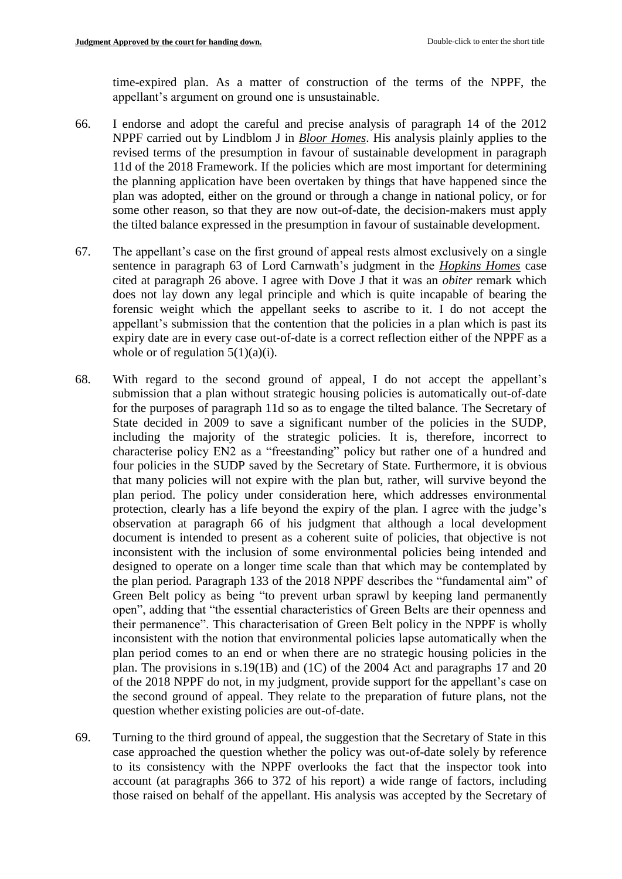time-expired plan. As a matter of construction of the terms of the NPPF, the appellant's argument on ground one is unsustainable.

66. I endorse and adopt the careful and precise analysis of paragraph 14 of the 2012 NPPF carried out by Lindblom J in ***Bloor Homes***. His analysis plainly applies to the revised terms of the presumption in favour of sustainable development in paragraph 11d of the 2018 Framework. If the policies which are most important for determining the planning application have been overtaken by things that have happened since the plan was adopted, either on the ground or through a change in national policy, or for some other reason, so that they are now out-of-date, the decision-makers must apply the tilted balance expressed in the presumption in favour of sustainable development.

67. The appellant's case on the first ground of appeal rests almost exclusively on a single sentence in paragraph 63 of Lord Carnwath's judgment in the ***Hopkins Homes*** case cited at paragraph 26 above. I agree with Dove J that it was an *obiter* remark which does not lay down any legal principle and which is quite incapable of bearing the forensic weight which the appellant seeks to ascribe to it. I do not accept the appellant's submission that the contention that the policies in a plan which is past its expiry date are in every case out-of-date is a correct reflection either of the NPPF as a whole or of regulation 5(1)(a)(i).

68. With regard to the second ground of appeal, I do not accept the appellant's submission that a plan without strategic housing policies is automatically out-of-date for the purposes of paragraph 11d so as to engage the tilted balance. The Secretary of State decided in 2009 to save a significant number of the policies in the SUDP, including the majority of the strategic policies. It is, therefore, incorrect to characterise policy EN2 as a "freestanding" policy but rather one of a hundred and four policies in the SUDP saved by the Secretary of State. Furthermore, it is obvious that many policies will not expire with the plan but, rather, will survive beyond the plan period. The policy under consideration here, which addresses environmental protection, clearly has a life beyond the expiry of the plan. I agree with the judge's observation at paragraph 66 of his judgment that although a local development document is intended to present as a coherent suite of policies, that objective is not inconsistent with the inclusion of some environmental policies being intended and designed to operate on a longer time scale than that which may be contemplated by the plan period. Paragraph 133 of the 2018 NPPF describes the "fundamental aim" of Green Belt policy as being "to prevent urban sprawl by keeping land permanently open", adding that "the essential characteristics of Green Belts are their openness and their permanence". This characterisation of Green Belt policy in the NPPF is wholly inconsistent with the notion that environmental policies lapse automatically when the plan period comes to an end or when there are no strategic housing policies in the plan. The provisions in s.19(1B) and (1C) of the 2004 Act and paragraphs 17 and 20 of the 2018 NPPF do not, in my judgment, provide support for the appellant's case on the second ground of appeal. They relate to the preparation of future plans, not the question whether existing policies are out-of-date.

69. Turning to the third ground of appeal, the suggestion that the Secretary of State in this case approached the question whether the policy was out-of-date solely by reference to its consistency with the NPPF overlooks the fact that the inspector took into account (at paragraphs 366 to 372 of his report) a wide range of factors, including those raised on behalf of the appellant. His analysis was accepted by the Secretary of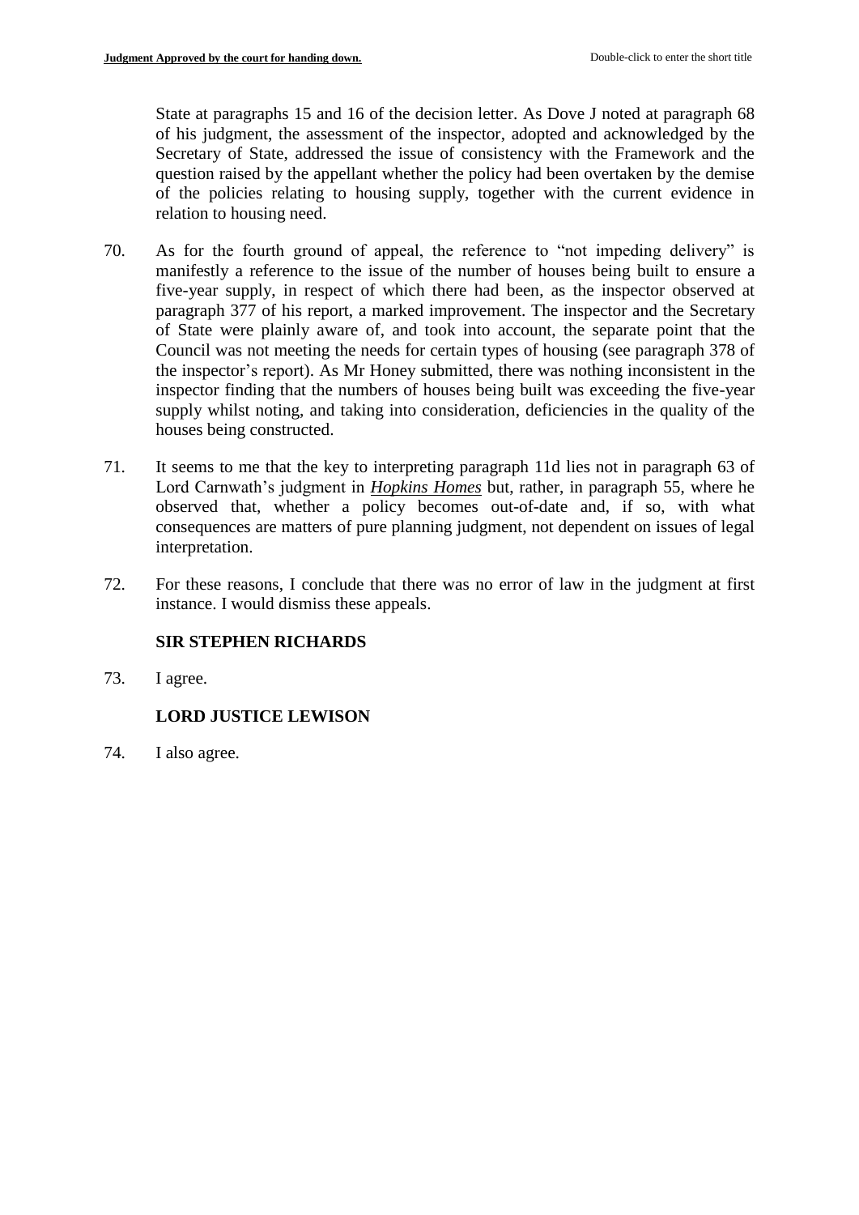State at paragraphs 15 and 16 of the decision letter. As Dove J noted at paragraph 68 of his judgment, the assessment of the inspector, adopted and acknowledged by the Secretary of State, addressed the issue of consistency with the Framework and the question raised by the appellant whether the policy had been overtaken by the demise of the policies relating to housing supply, together with the current evidence in relation to housing need.

70. As for the fourth ground of appeal, the reference to "not impeding delivery" is manifestly a reference to the issue of the number of houses being built to ensure a five-year supply, in respect of which there had been, as the inspector observed at paragraph 377 of his report, a marked improvement. The inspector and the Secretary of State were plainly aware of, and took into account, the separate point that the Council was not meeting the needs for certain types of housing (see paragraph 378 of the inspector's report). As Mr Honey submitted, there was nothing inconsistent in the inspector finding that the numbers of houses being built was exceeding the five-year supply whilst noting, and taking into consideration, deficiencies in the quality of the houses being constructed.

71. It seems to me that the key to interpreting paragraph 11d lies not in paragraph 63 of Lord Carnwath's judgment in ***Hopkins Homes*** but, rather, in paragraph 55, where he observed that, whether a policy becomes out-of-date and, if so, with what consequences are matters of pure planning judgment, not dependent on issues of legal interpretation.

72. For these reasons, I conclude that there was no error of law in the judgment at first instance. I would dismiss these appeals.

**SIR STEPHEN RICHARDS**

73. I agree.

**LORD JUSTICE LEWISON**

74. I also agree.